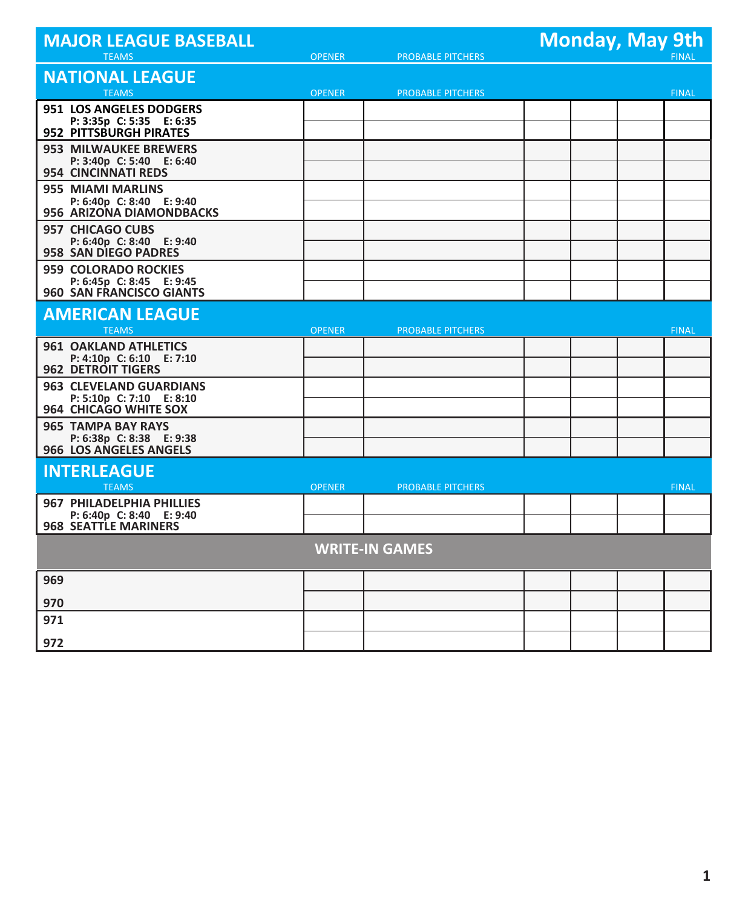# MAJOR LEAGUE BASEBALL

## Monday, May 9th

## NATIONAL LEAGUE

| TEAMS | OPENER | PROBABLE PITCHERS | | | | FINAL |
|---|---|---|---|---|---|---|
| **951 LOS ANGELES DODGERS** | | | | | | |
| P: 3:35p C: 5:35 E: 6:35 | | | | | | |
| **952 PITTSBURGH PIRATES** | | | | | | |
| **953 MILWAUKEE BREWERS** | | | | | | |
| P: 3:40p C: 5:40 E: 6:40 | | | | | | |
| **954 CINCINNATI REDS** | | | | | | |
| **955 MIAMI MARLINS** | | | | | | |
| P: 6:40p C: 8:40 E: 9:40 | | | | | | |
| **956 ARIZONA DIAMONDBACKS** | | | | | | |
| **957 CHICAGO CUBS** | | | | | | |
| P: 6:40p C: 8:40 E: 9:40 | | | | | | |
| **958 SAN DIEGO PADRES** | | | | | | |
| **959 COLORADO ROCKIES** | | | | | | |
| P: 6:45p C: 8:45 E: 9:45 | | | | | | |
| **960 SAN FRANCISCO GIANTS** | | | | | | |

## AMERICAN LEAGUE

| TEAMS | OPENER | PROBABLE PITCHERS | | | | FINAL |
|---|---|---|---|---|---|---|
| **961 OAKLAND ATHLETICS** | | | | | | |
| P: 4:10p C: 6:10 E: 7:10 | | | | | | |
| **962 DETROIT TIGERS** | | | | | | |
| **963 CLEVELAND GUARDIANS** | | | | | | |
| P: 5:10p C: 7:10 E: 8:10 | | | | | | |
| **964 CHICAGO WHITE SOX** | | | | | | |
| **965 TAMPA BAY RAYS** | | | | | | |
| P: 6:38p C: 8:38 E: 9:38 | | | | | | |
| **966 LOS ANGELES ANGELS** | | | | | | |

## INTERLEAGUE

| TEAMS | OPENER | PROBABLE PITCHERS | | | | FINAL |
|---|---|---|---|---|---|---|
| **967 PHILADELPHIA PHILLIES** | | | | | | |
| P: 6:40p C: 8:40 E: 9:40 | | | | | | |
| **968 SEATTLE MARINERS** | | | | | | |

## WRITE-IN GAMES

| | | | | | | |
|---|---|---|---|---|---|---|
| 969 | | | | | | |
| 970 | | | | | | |
| 971 | | | | | | |
| 972 | | | | | | |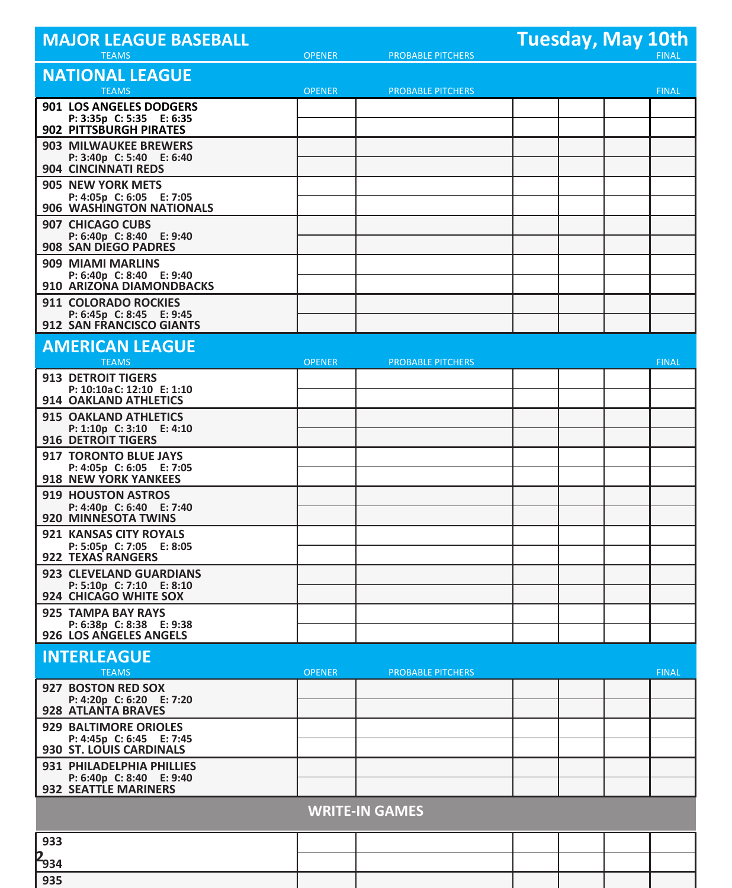# MAJOR LEAGUE BASEBALL

**Tuesday, May 10th**

## NATIONAL LEAGUE

| TEAMS | OPENER | PROBABLE PITCHERS | | | | FINAL |
|---|---|---|---|---|---|---|
| 901 LOS ANGELES DODGERS | | | | | | |
| P: 3:35p C: 5:35 E: 6:35 | | | | | | |
| 902 PITTSBURGH PIRATES | | | | | | |
| 903 MILWAUKEE BREWERS | | | | | | |
| P: 3:40p C: 5:40 E: 6:40 | | | | | | |
| 904 CINCINNATI REDS | | | | | | |
| 905 NEW YORK METS | | | | | | |
| P: 4:05p C: 6:05 E: 7:05 | | | | | | |
| 906 WASHINGTON NATIONALS | | | | | | |
| 907 CHICAGO CUBS | | | | | | |
| P: 6:40p C: 8:40 E: 9:40 | | | | | | |
| 908 SAN DIEGO PADRES | | | | | | |
| 909 MIAMI MARLINS | | | | | | |
| P: 6:40p C: 8:40 E: 9:40 | | | | | | |
| 910 ARIZONA DIAMONDBACKS | | | | | | |
| 911 COLORADO ROCKIES | | | | | | |
| P: 6:45p C: 8:45 E: 9:45 | | | | | | |
| 912 SAN FRANCISCO GIANTS | | | | | | |

## AMERICAN LEAGUE

| TEAMS | OPENER | PROBABLE PITCHERS | | | | FINAL |
|---|---|---|---|---|---|---|
| 913 DETROIT TIGERS | | | | | | |
| P: 10:10a C: 12:10 E: 1:10 | | | | | | |
| 914 OAKLAND ATHLETICS | | | | | | |
| 915 OAKLAND ATHLETICS | | | | | | |
| P: 1:10p C: 3:10 E: 4:10 | | | | | | |
| 916 DETROIT TIGERS | | | | | | |
| 917 TORONTO BLUE JAYS | | | | | | |
| P: 4:05p C: 6:05 E: 7:05 | | | | | | |
| 918 NEW YORK YANKEES | | | | | | |
| 919 HOUSTON ASTROS | | | | | | |
| P: 4:40p C: 6:40 E: 7:40 | | | | | | |
| 920 MINNESOTA TWINS | | | | | | |
| 921 KANSAS CITY ROYALS | | | | | | |
| P: 5:05p C: 7:05 E: 8:05 | | | | | | |
| 922 TEXAS RANGERS | | | | | | |
| 923 CLEVELAND GUARDIANS | | | | | | |
| P: 5:10p C: 7:10 E: 8:10 | | | | | | |
| 924 CHICAGO WHITE SOX | | | | | | |
| 925 TAMPA BAY RAYS | | | | | | |
| P: 6:38p C: 8:38 E: 9:38 | | | | | | |
| 926 LOS ANGELES ANGELS | | | | | | |

## INTERLEAGUE

| TEAMS | OPENER | PROBABLE PITCHERS | | | | FINAL |
|---|---|---|---|---|---|---|
| 927 BOSTON RED SOX | | | | | | |
| P: 4:20p C: 6:20 E: 7:20 | | | | | | |
| 928 ATLANTA BRAVES | | | | | | |
| 929 BALTIMORE ORIOLES | | | | | | |
| P: 4:45p C: 6:45 E: 7:45 | | | | | | |
| 930 ST. LOUIS CARDINALS | | | | | | |
| 931 PHILADELPHIA PHILLIES | | | | | | |
| P: 6:40p C: 8:40 E: 9:40 | | | | | | |
| 932 SEATTLE MARINERS | | | | | | |

## WRITE-IN GAMES

| | | | | | | |
|---|---|---|---|---|---|---|
| 933 | | | | | | |
| 934 | | | | | | |
| 935 | | | | | | |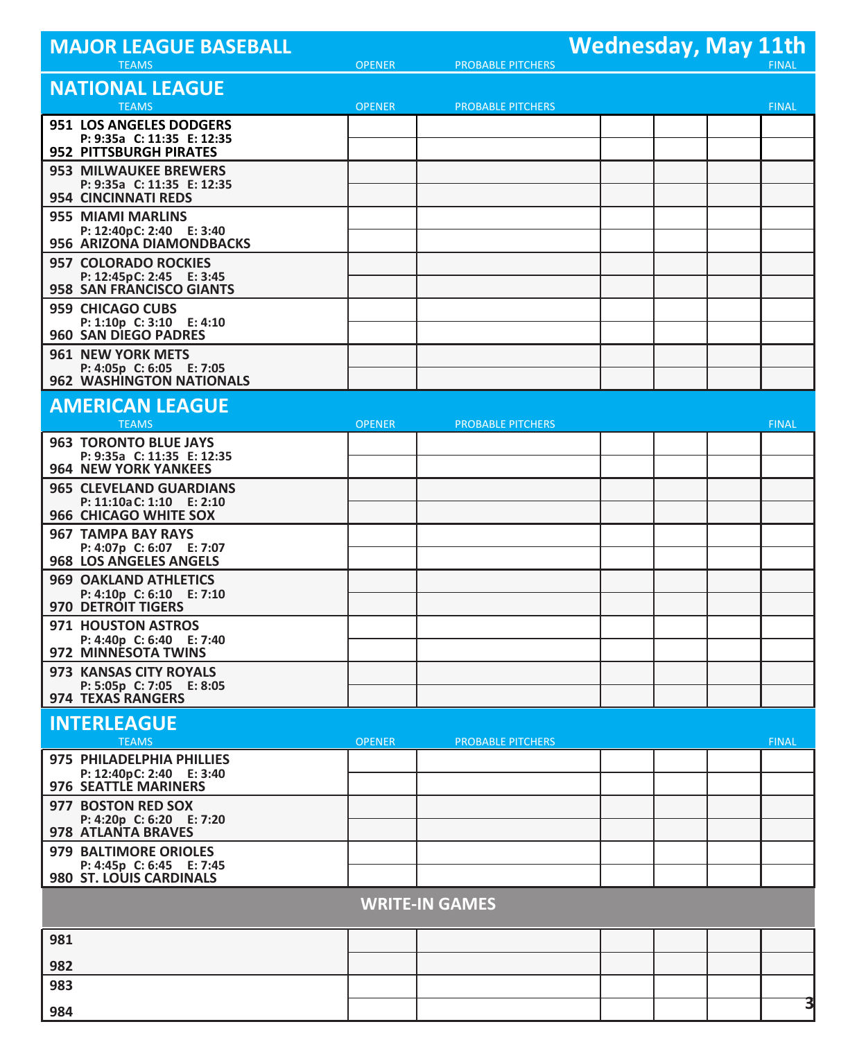# MAJOR LEAGUE BASEBALL

**Wednesday, May 11th**

## NATIONAL LEAGUE

| TEAMS | OPENER | PROBABLE PITCHERS | | | | FINAL |
|---|---|---|---|---|---|---|
| **951 LOS ANGELES DODGERS** | | | | | | |
| P: 9:35a C: 11:35 E: 12:35 **952 PITTSBURGH PIRATES** | | | | | | |
| **953 MILWAUKEE BREWERS** | | | | | | |
| P: 9:35a C: 11:35 E: 12:35 **954 CINCINNATI REDS** | | | | | | |
| **955 MIAMI MARLINS** | | | | | | |
| P: 12:40p C: 2:40 E: 3:40 **956 ARIZONA DIAMONDBACKS** | | | | | | |
| **957 COLORADO ROCKIES** | | | | | | |
| P: 12:45p C: 2:45 E: 3:45 **958 SAN FRANCISCO GIANTS** | | | | | | |
| **959 CHICAGO CUBS** | | | | | | |
| P: 1:10p C: 3:10 E: 4:10 **960 SAN DIEGO PADRES** | | | | | | |
| **961 NEW YORK METS** | | | | | | |
| P: 4:05p C: 6:05 E: 7:05 **962 WASHINGTON NATIONALS** | | | | | | |

## AMERICAN LEAGUE

| TEAMS | OPENER | PROBABLE PITCHERS | | | | FINAL |
|---|---|---|---|---|---|---|
| **963 TORONTO BLUE JAYS** | | | | | | |
| P: 9:35a C: 11:35 E: 12:35 **964 NEW YORK YANKEES** | | | | | | |
| **965 CLEVELAND GUARDIANS** | | | | | | |
| P: 11:10a C: 1:10 E: 2:10 **966 CHICAGO WHITE SOX** | | | | | | |
| **967 TAMPA BAY RAYS** | | | | | | |
| P: 4:07p C: 6:07 E: 7:07 **968 LOS ANGELES ANGELS** | | | | | | |
| **969 OAKLAND ATHLETICS** | | | | | | |
| P: 4:10p C: 6:10 E: 7:10 **970 DETROIT TIGERS** | | | | | | |
| **971 HOUSTON ASTROS** | | | | | | |
| P: 4:40p C: 6:40 E: 7:40 **972 MINNESOTA TWINS** | | | | | | |
| **973 KANSAS CITY ROYALS** | | | | | | |
| P: 5:05p C: 7:05 E: 8:05 **974 TEXAS RANGERS** | | | | | | |

## INTERLEAGUE

| TEAMS | OPENER | PROBABLE PITCHERS | | | | FINAL |
|---|---|---|---|---|---|---|
| **975 PHILADELPHIA PHILLIES** | | | | | | |
| P: 12:40p C: 2:40 E: 3:40 **976 SEATTLE MARINERS** | | | | | | |
| **977 BOSTON RED SOX** | | | | | | |
| P: 4:20p C: 6:20 E: 7:20 **978 ATLANTA BRAVES** | | | | | | |
| **979 BALTIMORE ORIOLES** | | | | | | |
| P: 4:45p C: 6:45 E: 7:45 **980 ST. LOUIS CARDINALS** | | | | | | |

## WRITE-IN GAMES

| | | | | | | |
|---|---|---|---|---|---|---|
| **981** | | | | | | |
| **982** | | | | | | |
| **983** | | | | | | |
| **984** | | | | | | |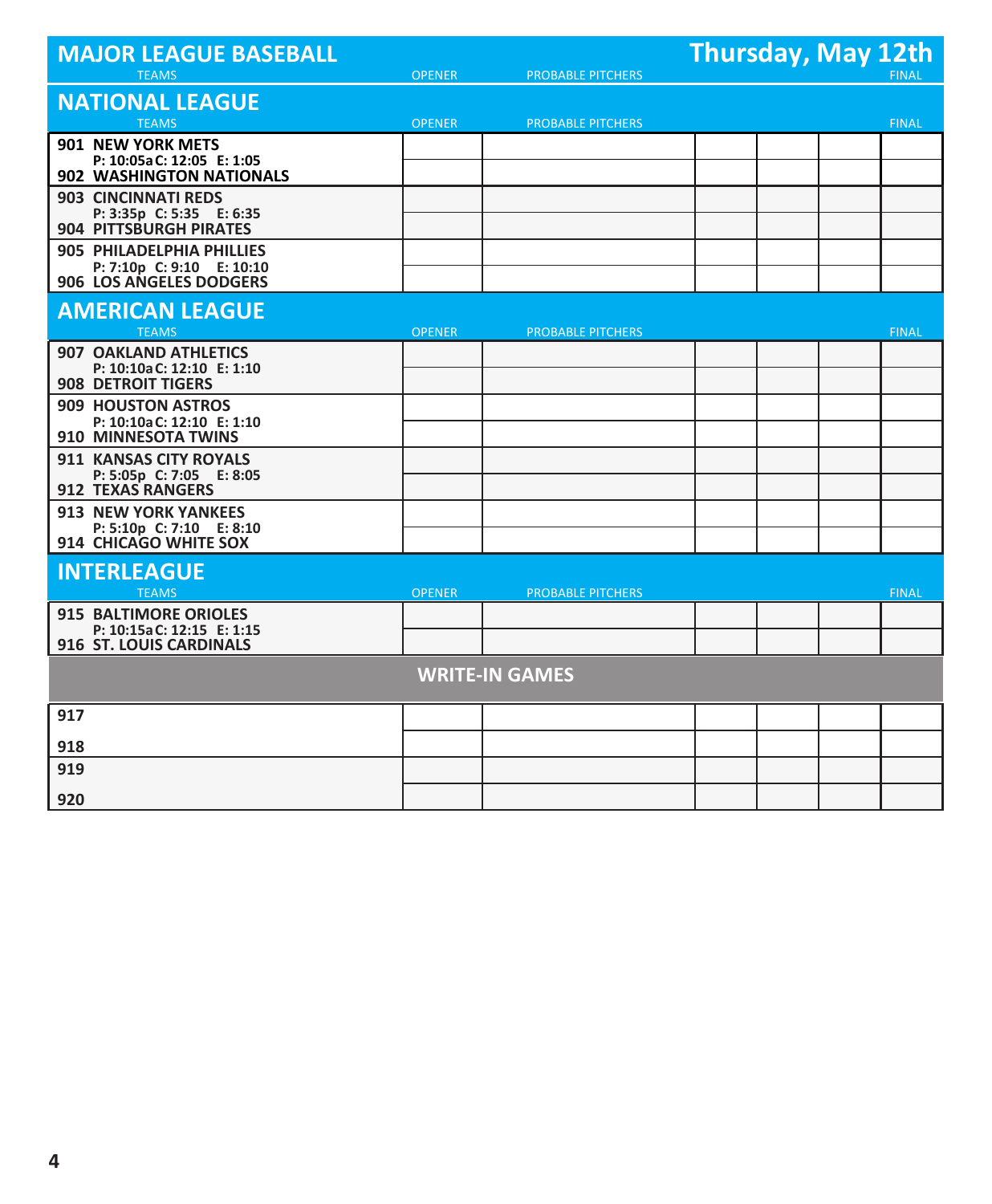# MAJOR LEAGUE BASEBALL

**Thursday, May 12th**

| TEAMS | OPENER | PROBABLE PITCHERS | | | | FINAL |
|---|---|---|---|---|---|---|

## NATIONAL LEAGUE

| TEAMS | OPENER | PROBABLE PITCHERS | | | | FINAL |
|---|---|---|---|---|---|---|
| **901 NEW YORK METS** | | | | | | |
| **P: 10:05a C: 12:05 E: 1:05** | | | | | | |
| **902 WASHINGTON NATIONALS** | | | | | | |
| **903 CINCINNATI REDS** | | | | | | |
| **P: 3:35p C: 5:35 E: 6:35** | | | | | | |
| **904 PITTSBURGH PIRATES** | | | | | | |
| **905 PHILADELPHIA PHILLIES** | | | | | | |
| **P: 7:10p C: 9:10 E: 10:10** | | | | | | |
| **906 LOS ANGELES DODGERS** | | | | | | |

## AMERICAN LEAGUE

| TEAMS | OPENER | PROBABLE PITCHERS | | | | FINAL |
|---|---|---|---|---|---|---|
| **907 OAKLAND ATHLETICS** | | | | | | |
| **P: 10:10a C: 12:10 E: 1:10** | | | | | | |
| **908 DETROIT TIGERS** | | | | | | |
| **909 HOUSTON ASTROS** | | | | | | |
| **P: 10:10a C: 12:10 E: 1:10** | | | | | | |
| **910 MINNESOTA TWINS** | | | | | | |
| **911 KANSAS CITY ROYALS** | | | | | | |
| **P: 5:05p C: 7:05 E: 8:05** | | | | | | |
| **912 TEXAS RANGERS** | | | | | | |
| **913 NEW YORK YANKEES** | | | | | | |
| **P: 5:10p C: 7:10 E: 8:10** | | | | | | |
| **914 CHICAGO WHITE SOX** | | | | | | |

## INTERLEAGUE

| TEAMS | OPENER | PROBABLE PITCHERS | | | | FINAL |
|---|---|---|---|---|---|---|
| **915 BALTIMORE ORIOLES** | | | | | | |
| **P: 10:15a C: 12:15 E: 1:15** | | | | | | |
| **916 ST. LOUIS CARDINALS** | | | | | | |

## WRITE-IN GAMES

| | | | | | | |
|---|---|---|---|---|---|---|
| **917** | | | | | | |
| **918** | | | | | | |
| **919** | | | | | | |
| **920** | | | | | | |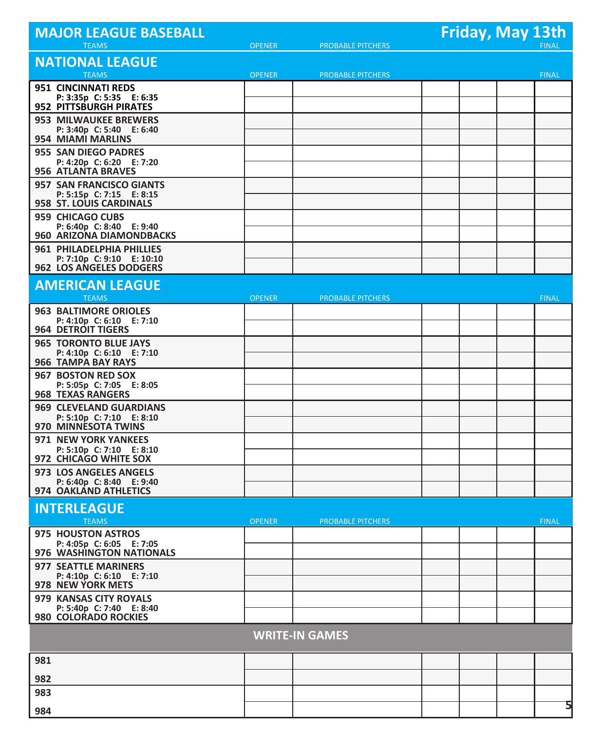# MAJOR LEAGUE BASEBALL

**Friday, May 13th**

## NATIONAL LEAGUE

| TEAMS | OPENER | PROBABLE PITCHERS | | | | FINAL |
|---|---|---|---|---|---|---|
| 951 CINCINNATI REDS | | | | | | |
| P: 3:35p C: 5:35 E: 6:35 | | | | | | |
| 952 PITTSBURGH PIRATES | | | | | | |
| 953 MILWAUKEE BREWERS | | | | | | |
| P: 3:40p C: 5:40 E: 6:40 | | | | | | |
| 954 MIAMI MARLINS | | | | | | |
| 955 SAN DIEGO PADRES | | | | | | |
| P: 4:20p C: 6:20 E: 7:20 | | | | | | |
| 956 ATLANTA BRAVES | | | | | | |
| 957 SAN FRANCISCO GIANTS | | | | | | |
| P: 5:15p C: 7:15 E: 8:15 | | | | | | |
| 958 ST. LOUIS CARDINALS | | | | | | |
| 959 CHICAGO CUBS | | | | | | |
| P: 6:40p C: 8:40 E: 9:40 | | | | | | |
| 960 ARIZONA DIAMONDBACKS | | | | | | |
| 961 PHILADELPHIA PHILLIES | | | | | | |
| P: 7:10p C: 9:10 E: 10:10 | | | | | | |
| 962 LOS ANGELES DODGERS | | | | | | |

## AMERICAN LEAGUE

| TEAMS | OPENER | PROBABLE PITCHERS | | | | FINAL |
|---|---|---|---|---|---|---|
| 963 BALTIMORE ORIOLES | | | | | | |
| P: 4:10p C: 6:10 E: 7:10 | | | | | | |
| 964 DETROIT TIGERS | | | | | | |
| 965 TORONTO BLUE JAYS | | | | | | |
| P: 4:10p C: 6:10 E: 7:10 | | | | | | |
| 966 TAMPA BAY RAYS | | | | | | |
| 967 BOSTON RED SOX | | | | | | |
| P: 5:05p C: 7:05 E: 8:05 | | | | | | |
| 968 TEXAS RANGERS | | | | | | |
| 969 CLEVELAND GUARDIANS | | | | | | |
| P: 5:10p C: 7:10 E: 8:10 | | | | | | |
| 970 MINNESOTA TWINS | | | | | | |
| 971 NEW YORK YANKEES | | | | | | |
| P: 5:10p C: 7:10 E: 8:10 | | | | | | |
| 972 CHICAGO WHITE SOX | | | | | | |
| 973 LOS ANGELES ANGELS | | | | | | |
| P: 6:40p C: 8:40 E: 9:40 | | | | | | |
| 974 OAKLAND ATHLETICS | | | | | | |

## INTERLEAGUE

| TEAMS | OPENER | PROBABLE PITCHERS | | | | FINAL |
|---|---|---|---|---|---|---|
| 975 HOUSTON ASTROS | | | | | | |
| P: 4:05p C: 6:05 E: 7:05 | | | | | | |
| 976 WASHINGTON NATIONALS | | | | | | |
| 977 SEATTLE MARINERS | | | | | | |
| P: 4:10p C: 6:10 E: 7:10 | | | | | | |
| 978 NEW YORK METS | | | | | | |
| 979 KANSAS CITY ROYALS | | | | | | |
| P: 5:40p C: 7:40 E: 8:40 | | | | | | |
| 980 COLORADO ROCKIES | | | | | | |

## WRITE-IN GAMES

| | | | | | | |
|---|---|---|---|---|---|---|
| 981 | | | | | | |
| 982 | | | | | | |
| 983 | | | | | | |
| 984 | | | | | | |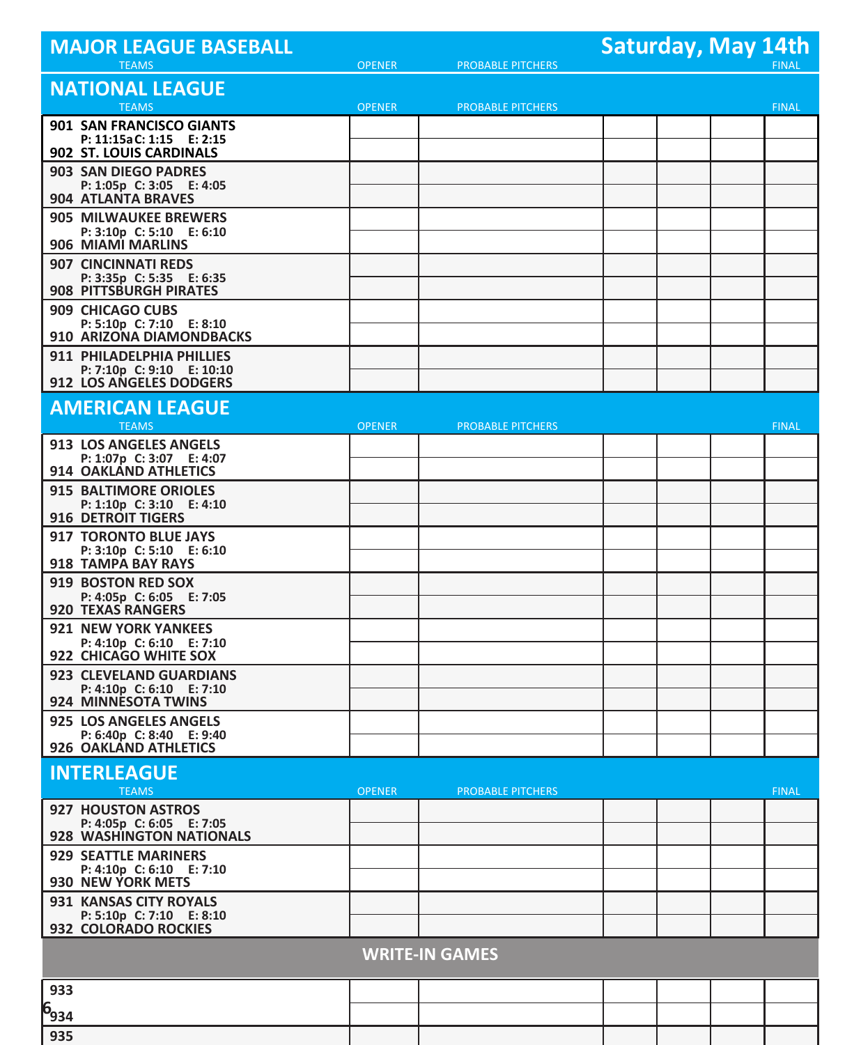# MAJOR LEAGUE BASEBALL

**Saturday, May 14th**

## NATIONAL LEAGUE

| TEAMS | OPENER | PROBABLE PITCHERS | | | | FINAL |
|---|---|---|---|---|---|---|
| **901 SAN FRANCISCO GIANTS** | | | | | | |
| P: 11:15a C: 1:15 E: 2:15 | | | | | | |
| **902 ST. LOUIS CARDINALS** | | | | | | |
| **903 SAN DIEGO PADRES** | | | | | | |
| P: 1:05p C: 3:05 E: 4:05 | | | | | | |
| **904 ATLANTA BRAVES** | | | | | | |
| **905 MILWAUKEE BREWERS** | | | | | | |
| P: 3:10p C: 5:10 E: 6:10 | | | | | | |
| **906 MIAMI MARLINS** | | | | | | |
| **907 CINCINNATI REDS** | | | | | | |
| P: 3:35p C: 5:35 E: 6:35 | | | | | | |
| **908 PITTSBURGH PIRATES** | | | | | | |
| **909 CHICAGO CUBS** | | | | | | |
| P: 5:10p C: 7:10 E: 8:10 | | | | | | |
| **910 ARIZONA DIAMONDBACKS** | | | | | | |
| **911 PHILADELPHIA PHILLIES** | | | | | | |
| P: 7:10p C: 9:10 E: 10:10 | | | | | | |
| **912 LOS ANGELES DODGERS** | | | | | | |

## AMERICAN LEAGUE

| TEAMS | OPENER | PROBABLE PITCHERS | | | | FINAL |
|---|---|---|---|---|---|---|
| **913 LOS ANGELES ANGELS** | | | | | | |
| P: 1:07p C: 3:07 E: 4:07 | | | | | | |
| **914 OAKLAND ATHLETICS** | | | | | | |
| **915 BALTIMORE ORIOLES** | | | | | | |
| P: 1:10p C: 3:10 E: 4:10 | | | | | | |
| **916 DETROIT TIGERS** | | | | | | |
| **917 TORONTO BLUE JAYS** | | | | | | |
| P: 3:10p C: 5:10 E: 6:10 | | | | | | |
| **918 TAMPA BAY RAYS** | | | | | | |
| **919 BOSTON RED SOX** | | | | | | |
| P: 4:05p C: 6:05 E: 7:05 | | | | | | |
| **920 TEXAS RANGERS** | | | | | | |
| **921 NEW YORK YANKEES** | | | | | | |
| P: 4:10p C: 6:10 E: 7:10 | | | | | | |
| **922 CHICAGO WHITE SOX** | | | | | | |
| **923 CLEVELAND GUARDIANS** | | | | | | |
| P: 4:10p C: 6:10 E: 7:10 | | | | | | |
| **924 MINNESOTA TWINS** | | | | | | |
| **925 LOS ANGELES ANGELS** | | | | | | |
| P: 6:40p C: 8:40 E: 9:40 | | | | | | |
| **926 OAKLAND ATHLETICS** | | | | | | |

## INTERLEAGUE

| TEAMS | OPENER | PROBABLE PITCHERS | | | | FINAL |
|---|---|---|---|---|---|---|
| **927 HOUSTON ASTROS** | | | | | | |
| P: 4:05p C: 6:05 E: 7:05 | | | | | | |
| **928 WASHINGTON NATIONALS** | | | | | | |
| **929 SEATTLE MARINERS** | | | | | | |
| P: 4:10p C: 6:10 E: 7:10 | | | | | | |
| **930 NEW YORK METS** | | | | | | |
| **931 KANSAS CITY ROYALS** | | | | | | |
| P: 5:10p C: 7:10 E: 8:10 | | | | | | |
| **932 COLORADO ROCKIES** | | | | | | |

## WRITE-IN GAMES

| | | | | | | |
|---|---|---|---|---|---|---|
| **933** | | | | | | |
| **934** | | | | | | |
| **935** | | | | | | |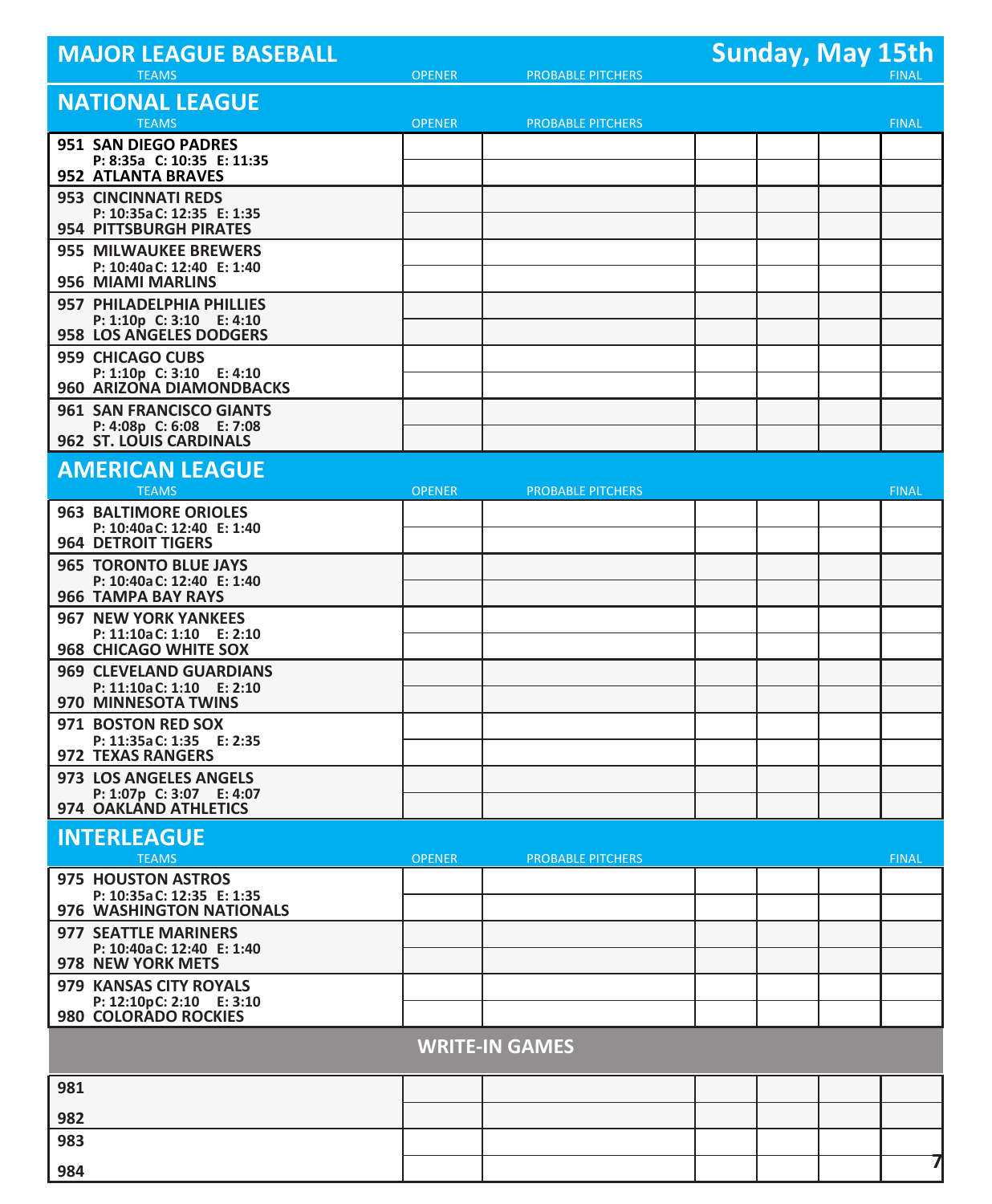# MAJOR LEAGUE BASEBALL

**Sunday, May 15th**

## NATIONAL LEAGUE

| TEAMS | OPENER | PROBABLE PITCHERS | | | | FINAL |
|---|---|---|---|---|---|---|
| **951 SAN DIEGO PADRES** | | | | | | |
| P: 8:35a C: 10:35 E: 11:35 | | | | | | |
| **952 ATLANTA BRAVES** | | | | | | |
| **953 CINCINNATI REDS** | | | | | | |
| P: 10:35a C: 12:35 E: 1:35 | | | | | | |
| **954 PITTSBURGH PIRATES** | | | | | | |
| **955 MILWAUKEE BREWERS** | | | | | | |
| P: 10:40a C: 12:40 E: 1:40 | | | | | | |
| **956 MIAMI MARLINS** | | | | | | |
| **957 PHILADELPHIA PHILLIES** | | | | | | |
| P: 1:10p C: 3:10 E: 4:10 | | | | | | |
| **958 LOS ANGELES DODGERS** | | | | | | |
| **959 CHICAGO CUBS** | | | | | | |
| P: 1:10p C: 3:10 E: 4:10 | | | | | | |
| **960 ARIZONA DIAMONDBACKS** | | | | | | |
| **961 SAN FRANCISCO GIANTS** | | | | | | |
| P: 4:08p C: 6:08 E: 7:08 | | | | | | |
| **962 ST. LOUIS CARDINALS** | | | | | | |

## AMERICAN LEAGUE

| TEAMS | OPENER | PROBABLE PITCHERS | | | | FINAL |
|---|---|---|---|---|---|---|
| **963 BALTIMORE ORIOLES** | | | | | | |
| P: 10:40a C: 12:40 E: 1:40 | | | | | | |
| **964 DETROIT TIGERS** | | | | | | |
| **965 TORONTO BLUE JAYS** | | | | | | |
| P: 10:40a C: 12:40 E: 1:40 | | | | | | |
| **966 TAMPA BAY RAYS** | | | | | | |
| **967 NEW YORK YANKEES** | | | | | | |
| P: 11:10a C: 1:10 E: 2:10 | | | | | | |
| **968 CHICAGO WHITE SOX** | | | | | | |
| **969 CLEVELAND GUARDIANS** | | | | | | |
| P: 11:10a C: 1:10 E: 2:10 | | | | | | |
| **970 MINNESOTA TWINS** | | | | | | |
| **971 BOSTON RED SOX** | | | | | | |
| P: 11:35a C: 1:35 E: 2:35 | | | | | | |
| **972 TEXAS RANGERS** | | | | | | |
| **973 LOS ANGELES ANGELS** | | | | | | |
| P: 1:07p C: 3:07 E: 4:07 | | | | | | |
| **974 OAKLAND ATHLETICS** | | | | | | |

## INTERLEAGUE

| TEAMS | OPENER | PROBABLE PITCHERS | | | | FINAL |
|---|---|---|---|---|---|---|
| **975 HOUSTON ASTROS** | | | | | | |
| P: 10:35a C: 12:35 E: 1:35 | | | | | | |
| **976 WASHINGTON NATIONALS** | | | | | | |
| **977 SEATTLE MARINERS** | | | | | | |
| P: 10:40a C: 12:40 E: 1:40 | | | | | | |
| **978 NEW YORK METS** | | | | | | |
| **979 KANSAS CITY ROYALS** | | | | | | |
| P: 12:10p C: 2:10 E: 3:10 | | | | | | |
| **980 COLORADO ROCKIES** | | | | | | |

## WRITE-IN GAMES

| | | | | | | |
|---|---|---|---|---|---|---|
| 981 | | | | | | |
| 982 | | | | | | |
| 983 | | | | | | |
| 984 | | | | | | |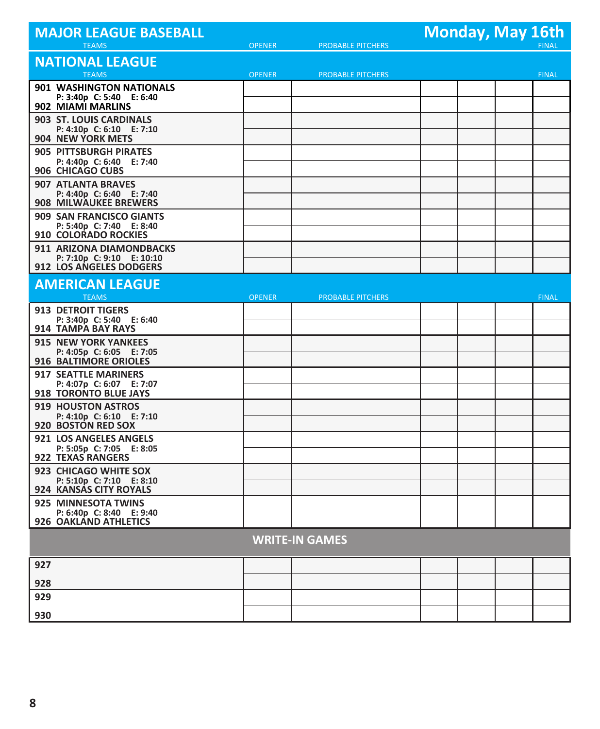## MAJOR LEAGUE BASEBALL

**Monday, May 16th**

### NATIONAL LEAGUE

| TEAMS | OPENER | PROBABLE PITCHERS | | | | FINAL |
|---|---|---|---|---|---|---|
| **901 WASHINGTON NATIONALS** | | | | | | |
| P: 3:40p C: 5:40 E: 6:40 | | | | | | |
| **902 MIAMI MARLINS** | | | | | | |
| **903 ST. LOUIS CARDINALS** | | | | | | |
| P: 4:10p C: 6:10 E: 7:10 | | | | | | |
| **904 NEW YORK METS** | | | | | | |
| **905 PITTSBURGH PIRATES** | | | | | | |
| P: 4:40p C: 6:40 E: 7:40 | | | | | | |
| **906 CHICAGO CUBS** | | | | | | |
| **907 ATLANTA BRAVES** | | | | | | |
| P: 4:40p C: 6:40 E: 7:40 | | | | | | |
| **908 MILWAUKEE BREWERS** | | | | | | |
| **909 SAN FRANCISCO GIANTS** | | | | | | |
| P: 5:40p C: 7:40 E: 8:40 | | | | | | |
| **910 COLORADO ROCKIES** | | | | | | |
| **911 ARIZONA DIAMONDBACKS** | | | | | | |
| P: 7:10p C: 9:10 E: 10:10 | | | | | | |
| **912 LOS ANGELES DODGERS** | | | | | | |

### AMERICAN LEAGUE

| TEAMS | OPENER | PROBABLE PITCHERS | | | | FINAL |
|---|---|---|---|---|---|---|
| **913 DETROIT TIGERS** | | | | | | |
| P: 3:40p C: 5:40 E: 6:40 | | | | | | |
| **914 TAMPA BAY RAYS** | | | | | | |
| **915 NEW YORK YANKEES** | | | | | | |
| P: 4:05p C: 6:05 E: 7:05 | | | | | | |
| **916 BALTIMORE ORIOLES** | | | | | | |
| **917 SEATTLE MARINERS** | | | | | | |
| P: 4:07p C: 6:07 E: 7:07 | | | | | | |
| **918 TORONTO BLUE JAYS** | | | | | | |
| **919 HOUSTON ASTROS** | | | | | | |
| P: 4:10p C: 6:10 E: 7:10 | | | | | | |
| **920 BOSTON RED SOX** | | | | | | |
| **921 LOS ANGELES ANGELS** | | | | | | |
| P: 5:05p C: 7:05 E: 8:05 | | | | | | |
| **922 TEXAS RANGERS** | | | | | | |
| **923 CHICAGO WHITE SOX** | | | | | | |
| P: 5:10p C: 7:10 E: 8:10 | | | | | | |
| **924 KANSAS CITY ROYALS** | | | | | | |
| **925 MINNESOTA TWINS** | | | | | | |
| P: 6:40p C: 8:40 E: 9:40 | | | | | | |
| **926 OAKLAND ATHLETICS** | | | | | | |

### WRITE-IN GAMES

| | | | | | | |
|---|---|---|---|---|---|---|
| **927** | | | | | | |
| **928** | | | | | | |
| **929** | | | | | | |
| **930** | | | | | | |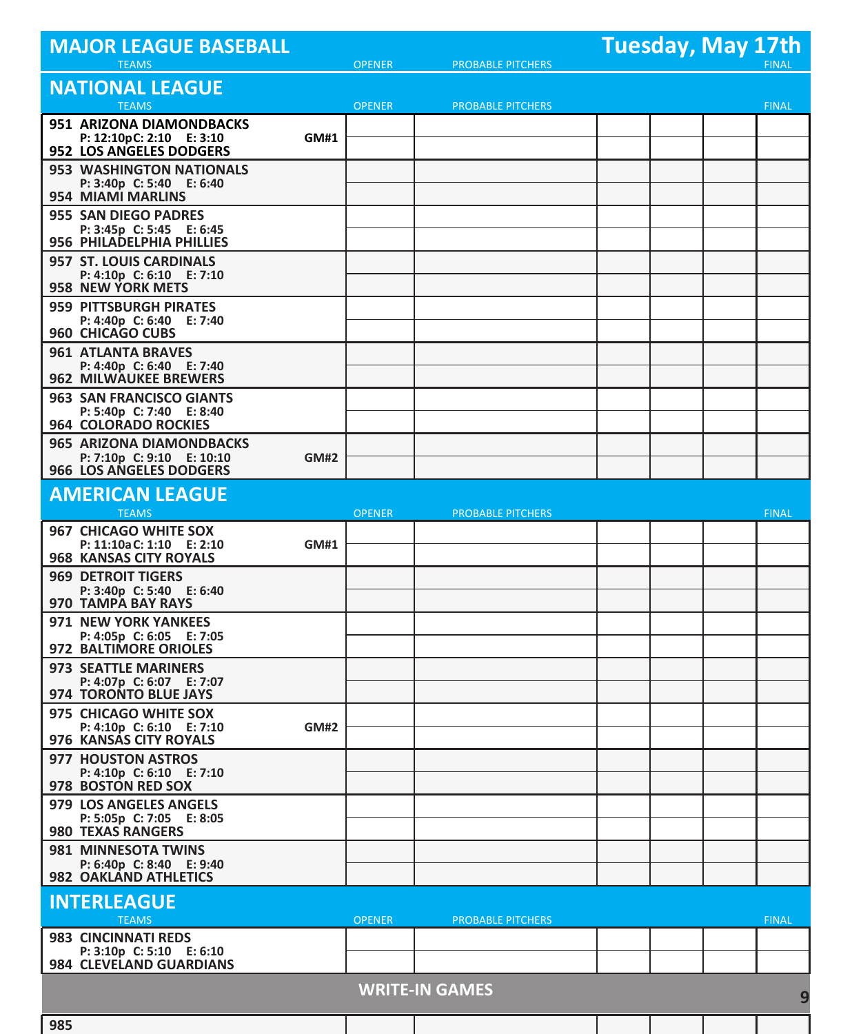# MAJOR LEAGUE BASEBALL

**Tuesday, May 17th**

## NATIONAL LEAGUE

| TEAMS | | OPENER | PROBABLE PITCHERS | | | | FINAL |
|---|---|---|---|---|---|---|---|
| **951 ARIZONA DIAMONDBACKS** P: 12:10p C: 2:10 E: 3:10 **952 LOS ANGELES DODGERS** | **GM#1** | | | | | | |
| **953 WASHINGTON NATIONALS** P: 3:40p C: 5:40 E: 6:40 **954 MIAMI MARLINS** | | | | | | | |
| **955 SAN DIEGO PADRES** P: 3:45p C: 5:45 E: 6:45 **956 PHILADELPHIA PHILLIES** | | | | | | | |
| **957 ST. LOUIS CARDINALS** P: 4:10p C: 6:10 E: 7:10 **958 NEW YORK METS** | | | | | | | |
| **959 PITTSBURGH PIRATES** P: 4:40p C: 6:40 E: 7:40 **960 CHICAGO CUBS** | | | | | | | |
| **961 ATLANTA BRAVES** P: 4:40p C: 6:40 E: 7:40 **962 MILWAUKEE BREWERS** | | | | | | | |
| **963 SAN FRANCISCO GIANTS** P: 5:40p C: 7:40 E: 8:40 **964 COLORADO ROCKIES** | | | | | | | |
| **965 ARIZONA DIAMONDBACKS** P: 7:10p C: 9:10 E: 10:10 **966 LOS ANGELES DODGERS** | **GM#2** | | | | | | |

## AMERICAN LEAGUE

| TEAMS | | OPENER | PROBABLE PITCHERS | | | | FINAL |
|---|---|---|---|---|---|---|---|
| **967 CHICAGO WHITE SOX** P: 11:10a C: 1:10 E: 2:10 **968 KANSAS CITY ROYALS** | **GM#1** | | | | | | |
| **969 DETROIT TIGERS** P: 3:40p C: 5:40 E: 6:40 **970 TAMPA BAY RAYS** | | | | | | | |
| **971 NEW YORK YANKEES** P: 4:05p C: 6:05 E: 7:05 **972 BALTIMORE ORIOLES** | | | | | | | |
| **973 SEATTLE MARINERS** P: 4:07p C: 6:07 E: 7:07 **974 TORONTO BLUE JAYS** | | | | | | | |
| **975 CHICAGO WHITE SOX** P: 4:10p C: 6:10 E: 7:10 **976 KANSAS CITY ROYALS** | **GM#2** | | | | | | |
| **977 HOUSTON ASTROS** P: 4:10p C: 6:10 E: 7:10 **978 BOSTON RED SOX** | | | | | | | |
| **979 LOS ANGELES ANGELS** P: 5:05p C: 7:05 E: 8:05 **980 TEXAS RANGERS** | | | | | | | |
| **981 MINNESOTA TWINS** P: 6:40p C: 8:40 E: 9:40 **982 OAKLAND ATHLETICS** | | | | | | | |

## INTERLEAGUE

| TEAMS | | OPENER | PROBABLE PITCHERS | | | | FINAL |
|---|---|---|---|---|---|---|---|
| **983 CINCINNATI REDS** P: 3:10p C: 5:10 E: 6:10 **984 CLEVELAND GUARDIANS** | | | | | | | |

## WRITE-IN GAMES

| | | | | | | |
|---|---|---|---|---|---|---|
| 985 | | | | | | |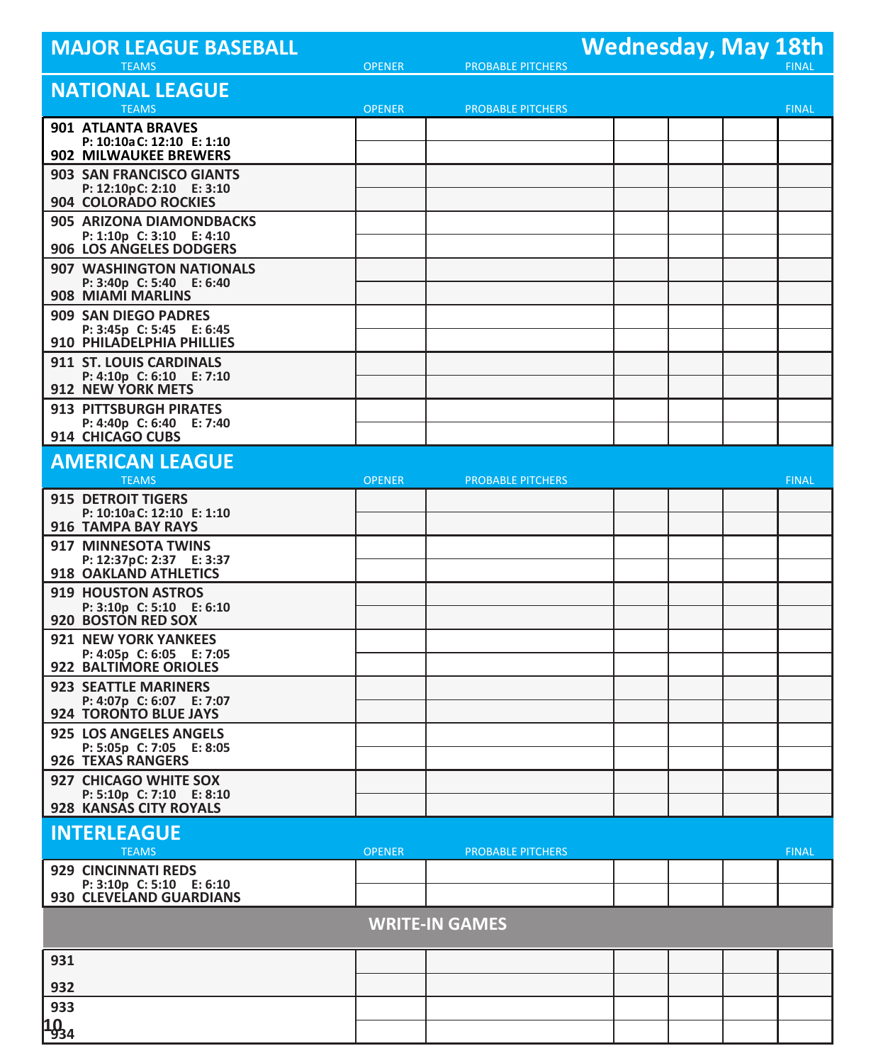# MAJOR LEAGUE BASEBALL

**Wednesday, May 18th**

## NATIONAL LEAGUE

| TEAMS | OPENER | PROBABLE PITCHERS | | | | FINAL |
|---|---|---|---|---|---|---|
| **901 ATLANTA BRAVES** | | | | | | |
| P: 10:10a C: 12:10 E: 1:10 | | | | | | |
| **902 MILWAUKEE BREWERS** | | | | | | |
| **903 SAN FRANCISCO GIANTS** | | | | | | |
| P: 12:10p C: 2:10 E: 3:10 | | | | | | |
| **904 COLORADO ROCKIES** | | | | | | |
| **905 ARIZONA DIAMONDBACKS** | | | | | | |
| P: 1:10p C: 3:10 E: 4:10 | | | | | | |
| **906 LOS ANGELES DODGERS** | | | | | | |
| **907 WASHINGTON NATIONALS** | | | | | | |
| P: 3:40p C: 5:40 E: 6:40 | | | | | | |
| **908 MIAMI MARLINS** | | | | | | |
| **909 SAN DIEGO PADRES** | | | | | | |
| P: 3:45p C: 5:45 E: 6:45 | | | | | | |
| **910 PHILADELPHIA PHILLIES** | | | | | | |
| **911 ST. LOUIS CARDINALS** | | | | | | |
| P: 4:10p C: 6:10 E: 7:10 | | | | | | |
| **912 NEW YORK METS** | | | | | | |
| **913 PITTSBURGH PIRATES** | | | | | | |
| P: 4:40p C: 6:40 E: 7:40 | | | | | | |
| **914 CHICAGO CUBS** | | | | | | |

## AMERICAN LEAGUE

| TEAMS | OPENER | PROBABLE PITCHERS | | | | FINAL |
|---|---|---|---|---|---|---|
| **915 DETROIT TIGERS** | | | | | | |
| P: 10:10a C: 12:10 E: 1:10 | | | | | | |
| **916 TAMPA BAY RAYS** | | | | | | |
| **917 MINNESOTA TWINS** | | | | | | |
| P: 12:37p C: 2:37 E: 3:37 | | | | | | |
| **918 OAKLAND ATHLETICS** | | | | | | |
| **919 HOUSTON ASTROS** | | | | | | |
| P: 3:10p C: 5:10 E: 6:10 | | | | | | |
| **920 BOSTON RED SOX** | | | | | | |
| **921 NEW YORK YANKEES** | | | | | | |
| P: 4:05p C: 6:05 E: 7:05 | | | | | | |
| **922 BALTIMORE ORIOLES** | | | | | | |
| **923 SEATTLE MARINERS** | | | | | | |
| P: 4:07p C: 6:07 E: 7:07 | | | | | | |
| **924 TORONTO BLUE JAYS** | | | | | | |
| **925 LOS ANGELES ANGELS** | | | | | | |
| P: 5:05p C: 7:05 E: 8:05 | | | | | | |
| **926 TEXAS RANGERS** | | | | | | |
| **927 CHICAGO WHITE SOX** | | | | | | |
| P: 5:10p C: 7:10 E: 8:10 | | | | | | |
| **928 KANSAS CITY ROYALS** | | | | | | |

## INTERLEAGUE

| TEAMS | OPENER | PROBABLE PITCHERS | | | | FINAL |
|---|---|---|---|---|---|---|
| **929 CINCINNATI REDS** | | | | | | |
| P: 3:10p C: 5:10 E: 6:10 | | | | | | |
| **930 CLEVELAND GUARDIANS** | | | | | | |

## WRITE-IN GAMES

| | | | | | | |
|---|---|---|---|---|---|---|
| **931** | | | | | | |
| **932** | | | | | | |
| **933** | | | | | | |
| **934** | | | | | | |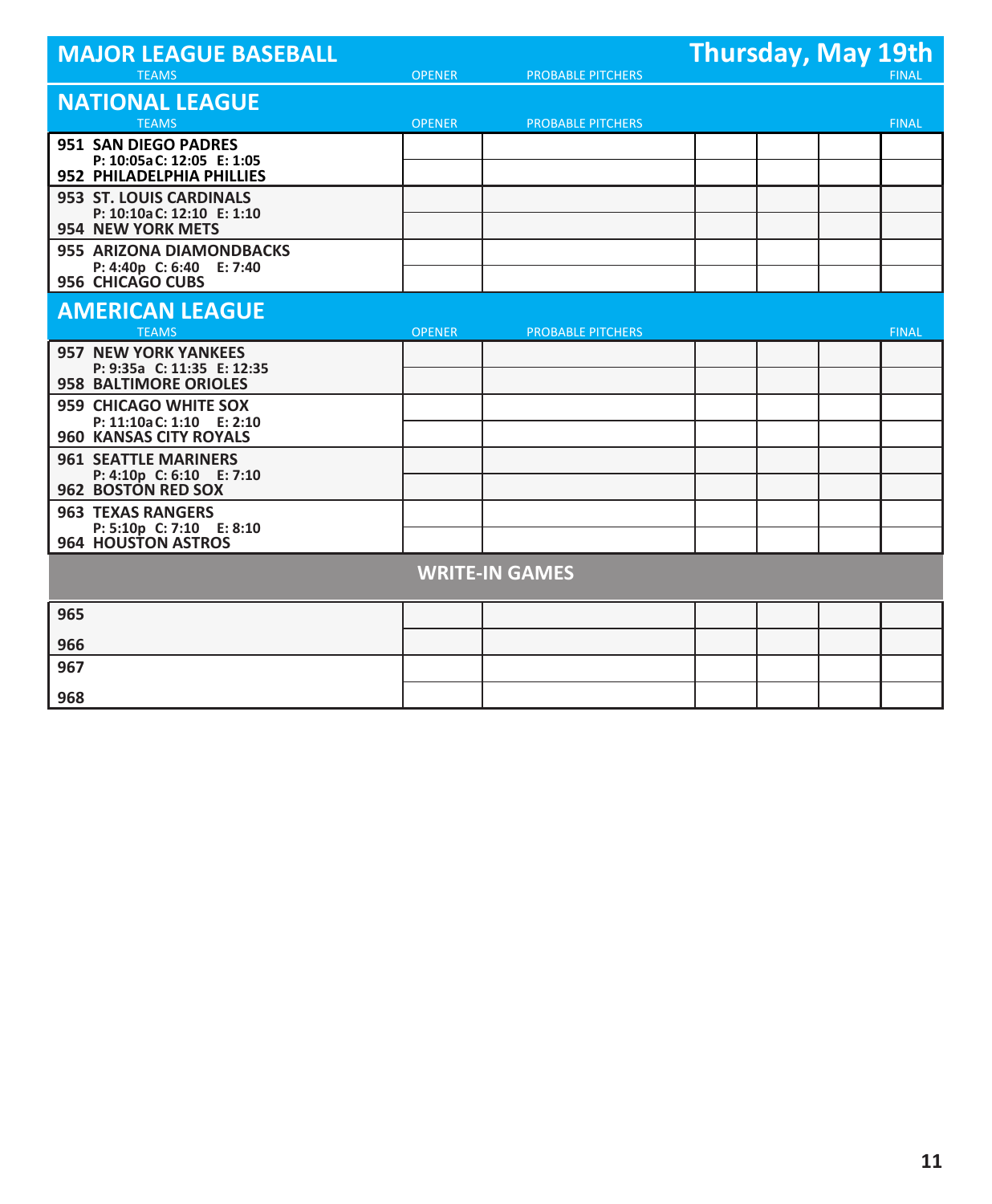# MAJOR LEAGUE BASEBALL

**Thursday, May 19th**

## NATIONAL LEAGUE

| TEAMS | OPENER | PROBABLE PITCHERS | | | | FINAL |
|---|---|---|---|---|---|---|
| **951 SAN DIEGO PADRES** | | | | | | |
| P: 10:05a C: 12:05 E: 1:05 | | | | | | |
| **952 PHILADELPHIA PHILLIES** | | | | | | |
| **953 ST. LOUIS CARDINALS** | | | | | | |
| P: 10:10a C: 12:10 E: 1:10 | | | | | | |
| **954 NEW YORK METS** | | | | | | |
| **955 ARIZONA DIAMONDBACKS** | | | | | | |
| P: 4:40p C: 6:40 E: 7:40 | | | | | | |
| **956 CHICAGO CUBS** | | | | | | |

## AMERICAN LEAGUE

| TEAMS | OPENER | PROBABLE PITCHERS | | | | FINAL |
|---|---|---|---|---|---|---|
| **957 NEW YORK YANKEES** | | | | | | |
| P: 9:35a C: 11:35 E: 12:35 | | | | | | |
| **958 BALTIMORE ORIOLES** | | | | | | |
| **959 CHICAGO WHITE SOX** | | | | | | |
| P: 11:10a C: 1:10 E: 2:10 | | | | | | |
| **960 KANSAS CITY ROYALS** | | | | | | |
| **961 SEATTLE MARINERS** | | | | | | |
| P: 4:10p C: 6:10 E: 7:10 | | | | | | |
| **962 BOSTON RED SOX** | | | | | | |
| **963 TEXAS RANGERS** | | | | | | |
| P: 5:10p C: 7:10 E: 8:10 | | | | | | |
| **964 HOUSTON ASTROS** | | | | | | |

## WRITE-IN GAMES

| | | | | | | |
|---|---|---|---|---|---|---|
| **965** | | | | | | |
| **966** | | | | | | |
| **967** | | | | | | |
| **968** | | | | | | |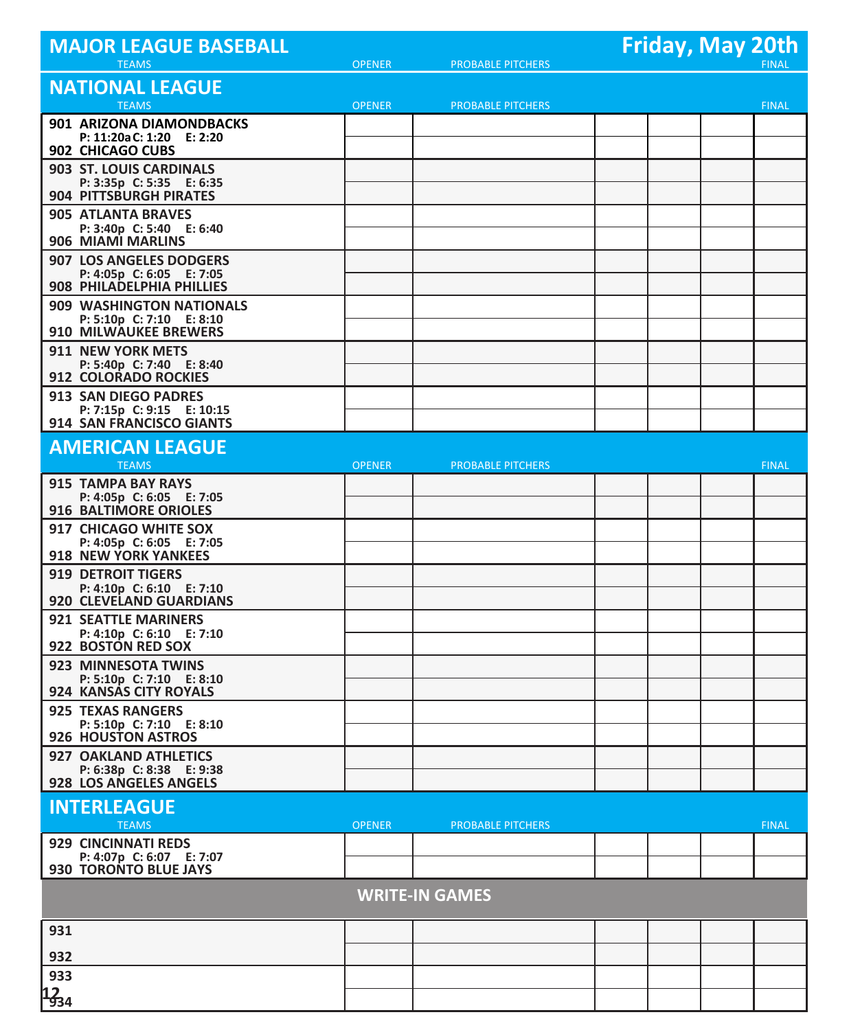# MAJOR LEAGUE BASEBALL — Friday, May 20th

## NATIONAL LEAGUE

| TEAMS | OPENER | PROBABLE PITCHERS | | | | FINAL |
|---|---|---|---|---|---|---|
| **901 ARIZONA DIAMONDBACKS** | | | | | | |
| P: 11:20a C: 1:20 E: 2:20 **902 CHICAGO CUBS** | | | | | | |
| **903 ST. LOUIS CARDINALS** | | | | | | |
| P: 3:35p C: 5:35 E: 6:35 **904 PITTSBURGH PIRATES** | | | | | | |
| **905 ATLANTA BRAVES** | | | | | | |
| P: 3:40p C: 5:40 E: 6:40 **906 MIAMI MARLINS** | | | | | | |
| **907 LOS ANGELES DODGERS** | | | | | | |
| P: 4:05p C: 6:05 E: 7:05 **908 PHILADELPHIA PHILLIES** | | | | | | |
| **909 WASHINGTON NATIONALS** | | | | | | |
| P: 5:10p C: 7:10 E: 8:10 **910 MILWAUKEE BREWERS** | | | | | | |
| **911 NEW YORK METS** | | | | | | |
| P: 5:40p C: 7:40 E: 8:40 **912 COLORADO ROCKIES** | | | | | | |
| **913 SAN DIEGO PADRES** | | | | | | |
| P: 7:15p C: 9:15 E: 10:15 **914 SAN FRANCISCO GIANTS** | | | | | | |

## AMERICAN LEAGUE

| TEAMS | OPENER | PROBABLE PITCHERS | | | | FINAL |
|---|---|---|---|---|---|---|
| **915 TAMPA BAY RAYS** | | | | | | |
| P: 4:05p C: 6:05 E: 7:05 **916 BALTIMORE ORIOLES** | | | | | | |
| **917 CHICAGO WHITE SOX** | | | | | | |
| P: 4:05p C: 6:05 E: 7:05 **918 NEW YORK YANKEES** | | | | | | |
| **919 DETROIT TIGERS** | | | | | | |
| P: 4:10p C: 6:10 E: 7:10 **920 CLEVELAND GUARDIANS** | | | | | | |
| **921 SEATTLE MARINERS** | | | | | | |
| P: 4:10p C: 6:10 E: 7:10 **922 BOSTON RED SOX** | | | | | | |
| **923 MINNESOTA TWINS** | | | | | | |
| P: 5:10p C: 7:10 E: 8:10 **924 KANSAS CITY ROYALS** | | | | | | |
| **925 TEXAS RANGERS** | | | | | | |
| P: 5:10p C: 7:10 E: 8:10 **926 HOUSTON ASTROS** | | | | | | |
| **927 OAKLAND ATHLETICS** | | | | | | |
| P: 6:38p C: 8:38 E: 9:38 **928 LOS ANGELES ANGELS** | | | | | | |

## INTERLEAGUE

| TEAMS | OPENER | PROBABLE PITCHERS | | | | FINAL |
|---|---|---|---|---|---|---|
| **929 CINCINNATI REDS** | | | | | | |
| P: 4:07p C: 6:07 E: 7:07 **930 TORONTO BLUE JAYS** | | | | | | |

## WRITE-IN GAMES

| | | | | | | |
|---|---|---|---|---|---|---|
| 931 | | | | | | |
| 932 | | | | | | |
| 933 | | | | | | |
| 934 | | | | | | |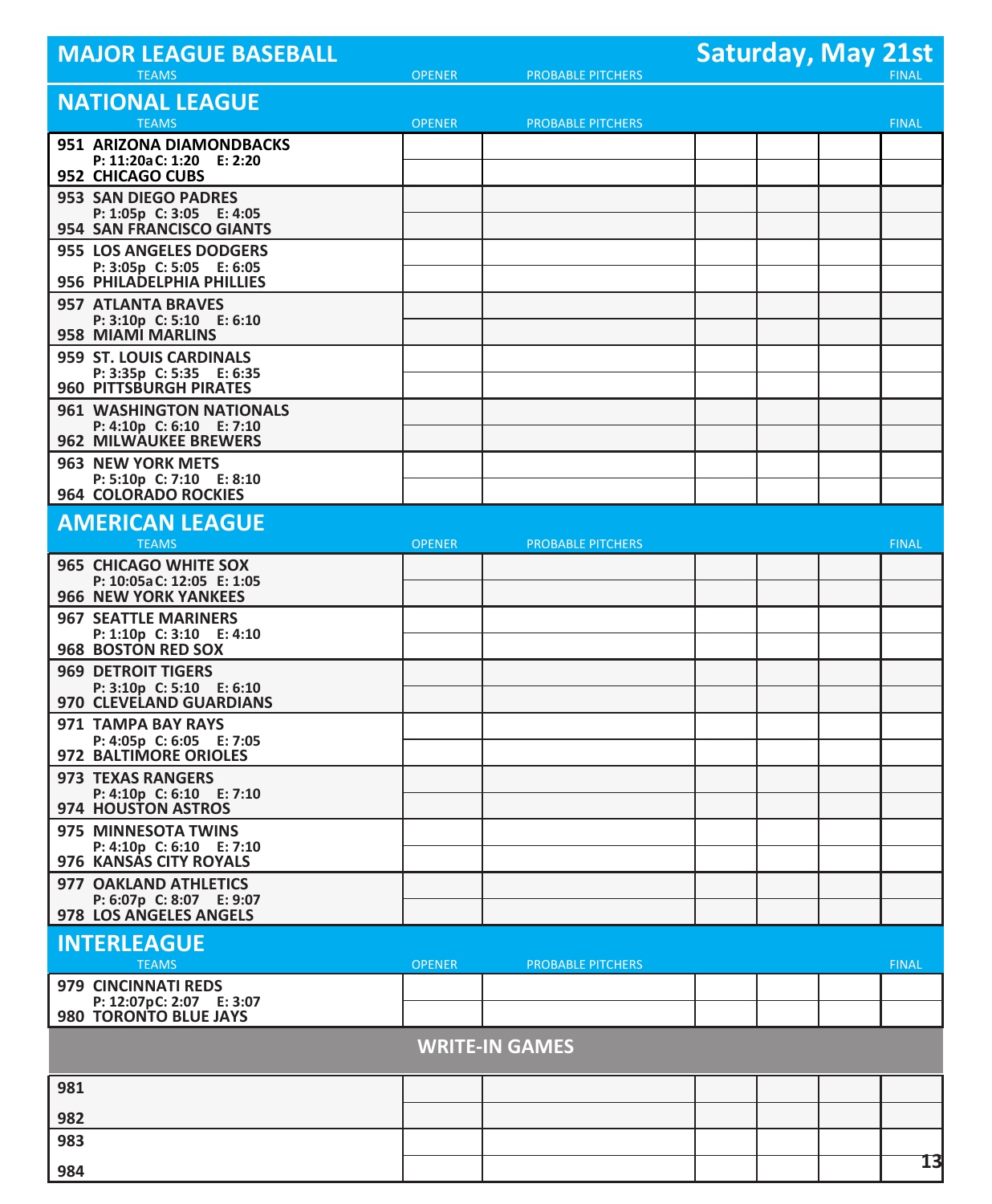# MAJOR LEAGUE BASEBALL

**Saturday, May 21st**

## NATIONAL LEAGUE

| TEAMS | OPENER | PROBABLE PITCHERS | | | | FINAL |
|---|---|---|---|---|---|---|
| 951 ARIZONA DIAMONDBACKS<br>P: 11:20a C: 1:20 E: 2:20 | | | | | | |
| 952 CHICAGO CUBS | | | | | | |
| 953 SAN DIEGO PADRES<br>P: 1:05p C: 3:05 E: 4:05 | | | | | | |
| 954 SAN FRANCISCO GIANTS | | | | | | |
| 955 LOS ANGELES DODGERS<br>P: 3:05p C: 5:05 E: 6:05 | | | | | | |
| 956 PHILADELPHIA PHILLIES | | | | | | |
| 957 ATLANTA BRAVES<br>P: 3:10p C: 5:10 E: 6:10 | | | | | | |
| 958 MIAMI MARLINS | | | | | | |
| 959 ST. LOUIS CARDINALS<br>P: 3:35p C: 5:35 E: 6:35 | | | | | | |
| 960 PITTSBURGH PIRATES | | | | | | |
| 961 WASHINGTON NATIONALS<br>P: 4:10p C: 6:10 E: 7:10 | | | | | | |
| 962 MILWAUKEE BREWERS | | | | | | |
| 963 NEW YORK METS<br>P: 5:10p C: 7:10 E: 8:10 | | | | | | |
| 964 COLORADO ROCKIES | | | | | | |

## AMERICAN LEAGUE

| TEAMS | OPENER | PROBABLE PITCHERS | | | | FINAL |
|---|---|---|---|---|---|---|
| 965 CHICAGO WHITE SOX<br>P: 10:05a C: 12:05 E: 1:05 | | | | | | |
| 966 NEW YORK YANKEES | | | | | | |
| 967 SEATTLE MARINERS<br>P: 1:10p C: 3:10 E: 4:10 | | | | | | |
| 968 BOSTON RED SOX | | | | | | |
| 969 DETROIT TIGERS<br>P: 3:10p C: 5:10 E: 6:10 | | | | | | |
| 970 CLEVELAND GUARDIANS | | | | | | |
| 971 TAMPA BAY RAYS<br>P: 4:05p C: 6:05 E: 7:05 | | | | | | |
| 972 BALTIMORE ORIOLES | | | | | | |
| 973 TEXAS RANGERS<br>P: 4:10p C: 6:10 E: 7:10 | | | | | | |
| 974 HOUSTON ASTROS | | | | | | |
| 975 MINNESOTA TWINS<br>P: 4:10p C: 6:10 E: 7:10 | | | | | | |
| 976 KANSAS CITY ROYALS | | | | | | |
| 977 OAKLAND ATHLETICS<br>P: 6:07p C: 8:07 E: 9:07 | | | | | | |
| 978 LOS ANGELES ANGELS | | | | | | |

## INTERLEAGUE

| TEAMS | OPENER | PROBABLE PITCHERS | | | | FINAL |
|---|---|---|---|---|---|---|
| 979 CINCINNATI REDS<br>P: 12:07p C: 2:07 E: 3:07 | | | | | | |
| 980 TORONTO BLUE JAYS | | | | | | |

## WRITE-IN GAMES

| | | | | | | |
|---|---|---|---|---|---|---|
| 981 | | | | | | |
| 982 | | | | | | |
| 983 | | | | | | |
| 984 | | | | | | |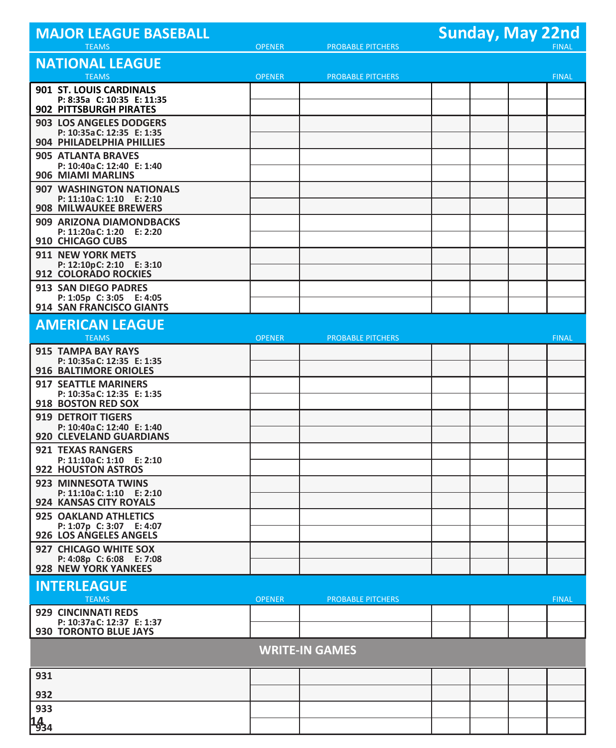# MAJOR LEAGUE BASEBALL

**Sunday, May 22nd**

## NATIONAL LEAGUE

| TEAMS | OPENER | PROBABLE PITCHERS | | | | FINAL |
|---|---|---|---|---|---|---|
| **901 ST. LOUIS CARDINALS** | | | | | | |
| P: 8:35a C: 10:35 E: 11:35 | | | | | | |
| **902 PITTSBURGH PIRATES** | | | | | | |
| **903 LOS ANGELES DODGERS** | | | | | | |
| P: 10:35a C: 12:35 E: 1:35 | | | | | | |
| **904 PHILADELPHIA PHILLIES** | | | | | | |
| **905 ATLANTA BRAVES** | | | | | | |
| P: 10:40a C: 12:40 E: 1:40 | | | | | | |
| **906 MIAMI MARLINS** | | | | | | |
| **907 WASHINGTON NATIONALS** | | | | | | |
| P: 11:10a C: 1:10 E: 2:10 | | | | | | |
| **908 MILWAUKEE BREWERS** | | | | | | |
| **909 ARIZONA DIAMONDBACKS** | | | | | | |
| P: 11:20a C: 1:20 E: 2:20 | | | | | | |
| **910 CHICAGO CUBS** | | | | | | |
| **911 NEW YORK METS** | | | | | | |
| P: 12:10p C: 2:10 E: 3:10 | | | | | | |
| **912 COLORADO ROCKIES** | | | | | | |
| **913 SAN DIEGO PADRES** | | | | | | |
| P: 1:05p C: 3:05 E: 4:05 | | | | | | |
| **914 SAN FRANCISCO GIANTS** | | | | | | |

## AMERICAN LEAGUE

| TEAMS | OPENER | PROBABLE PITCHERS | | | | FINAL |
|---|---|---|---|---|---|---|
| **915 TAMPA BAY RAYS** | | | | | | |
| P: 10:35a C: 12:35 E: 1:35 | | | | | | |
| **916 BALTIMORE ORIOLES** | | | | | | |
| **917 SEATTLE MARINERS** | | | | | | |
| P: 10:35a C: 12:35 E: 1:35 | | | | | | |
| **918 BOSTON RED SOX** | | | | | | |
| **919 DETROIT TIGERS** | | | | | | |
| P: 10:40a C: 12:40 E: 1:40 | | | | | | |
| **920 CLEVELAND GUARDIANS** | | | | | | |
| **921 TEXAS RANGERS** | | | | | | |
| P: 11:10a C: 1:10 E: 2:10 | | | | | | |
| **922 HOUSTON ASTROS** | | | | | | |
| **923 MINNESOTA TWINS** | | | | | | |
| P: 11:10a C: 1:10 E: 2:10 | | | | | | |
| **924 KANSAS CITY ROYALS** | | | | | | |
| **925 OAKLAND ATHLETICS** | | | | | | |
| P: 1:07p C: 3:07 E: 4:07 | | | | | | |
| **926 LOS ANGELES ANGELS** | | | | | | |
| **927 CHICAGO WHITE SOX** | | | | | | |
| P: 4:08p C: 6:08 E: 7:08 | | | | | | |
| **928 NEW YORK YANKEES** | | | | | | |

## INTERLEAGUE

| TEAMS | OPENER | PROBABLE PITCHERS | | | | FINAL |
|---|---|---|---|---|---|---|
| **929 CINCINNATI REDS** | | | | | | |
| P: 10:37a C: 12:37 E: 1:37 | | | | | | |
| **930 TORONTO BLUE JAYS** | | | | | | |

## WRITE-IN GAMES

| | | | | | | |
|---|---|---|---|---|---|---|
| 931 | | | | | | |
| 932 | | | | | | |
| 933 | | | | | | |
| 934 | | | | | | |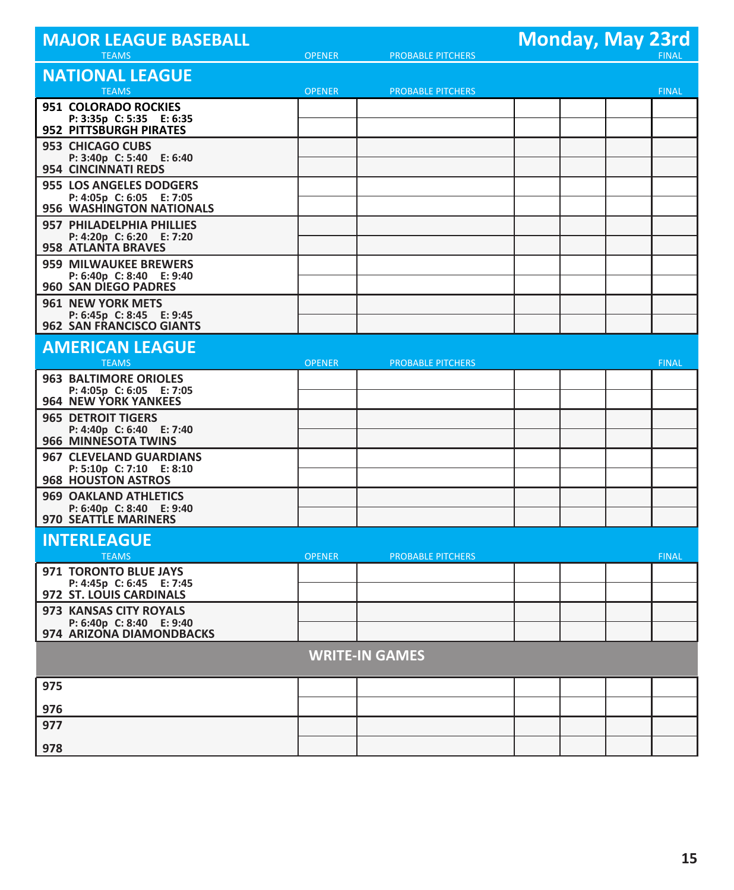# MAJOR LEAGUE BASEBALL

**Monday, May 23rd**

## NATIONAL LEAGUE

| TEAMS | OPENER | PROBABLE PITCHERS | | | | FINAL |
|---|---|---|---|---|---|---|
| 951 COLORADO ROCKIES | | | | | | |
| P: 3:35p C: 5:35 E: 6:35 | | | | | | |
| 952 PITTSBURGH PIRATES | | | | | | |
| 953 CHICAGO CUBS | | | | | | |
| P: 3:40p C: 5:40 E: 6:40 | | | | | | |
| 954 CINCINNATI REDS | | | | | | |
| 955 LOS ANGELES DODGERS | | | | | | |
| P: 4:05p C: 6:05 E: 7:05 | | | | | | |
| 956 WASHINGTON NATIONALS | | | | | | |
| 957 PHILADELPHIA PHILLIES | | | | | | |
| P: 4:20p C: 6:20 E: 7:20 | | | | | | |
| 958 ATLANTA BRAVES | | | | | | |
| 959 MILWAUKEE BREWERS | | | | | | |
| P: 6:40p C: 8:40 E: 9:40 | | | | | | |
| 960 SAN DIEGO PADRES | | | | | | |
| 961 NEW YORK METS | | | | | | |
| P: 6:45p C: 8:45 E: 9:45 | | | | | | |
| 962 SAN FRANCISCO GIANTS | | | | | | |

## AMERICAN LEAGUE

| TEAMS | OPENER | PROBABLE PITCHERS | | | | FINAL |
|---|---|---|---|---|---|---|
| 963 BALTIMORE ORIOLES | | | | | | |
| P: 4:05p C: 6:05 E: 7:05 | | | | | | |
| 964 NEW YORK YANKEES | | | | | | |
| 965 DETROIT TIGERS | | | | | | |
| P: 4:40p C: 6:40 E: 7:40 | | | | | | |
| 966 MINNESOTA TWINS | | | | | | |
| 967 CLEVELAND GUARDIANS | | | | | | |
| P: 5:10p C: 7:10 E: 8:10 | | | | | | |
| 968 HOUSTON ASTROS | | | | | | |
| 969 OAKLAND ATHLETICS | | | | | | |
| P: 6:40p C: 8:40 E: 9:40 | | | | | | |
| 970 SEATTLE MARINERS | | | | | | |

## INTERLEAGUE

| TEAMS | OPENER | PROBABLE PITCHERS | | | | FINAL |
|---|---|---|---|---|---|---|
| 971 TORONTO BLUE JAYS | | | | | | |
| P: 4:45p C: 6:45 E: 7:45 | | | | | | |
| 972 ST. LOUIS CARDINALS | | | | | | |
| 973 KANSAS CITY ROYALS | | | | | | |
| P: 6:40p C: 8:40 E: 9:40 | | | | | | |
| 974 ARIZONA DIAMONDBACKS | | | | | | |

## WRITE-IN GAMES

| | | | | | | |
|---|---|---|---|---|---|---|
| 975 | | | | | | |
| 976 | | | | | | |
| 977 | | | | | | |
| 978 | | | | | | |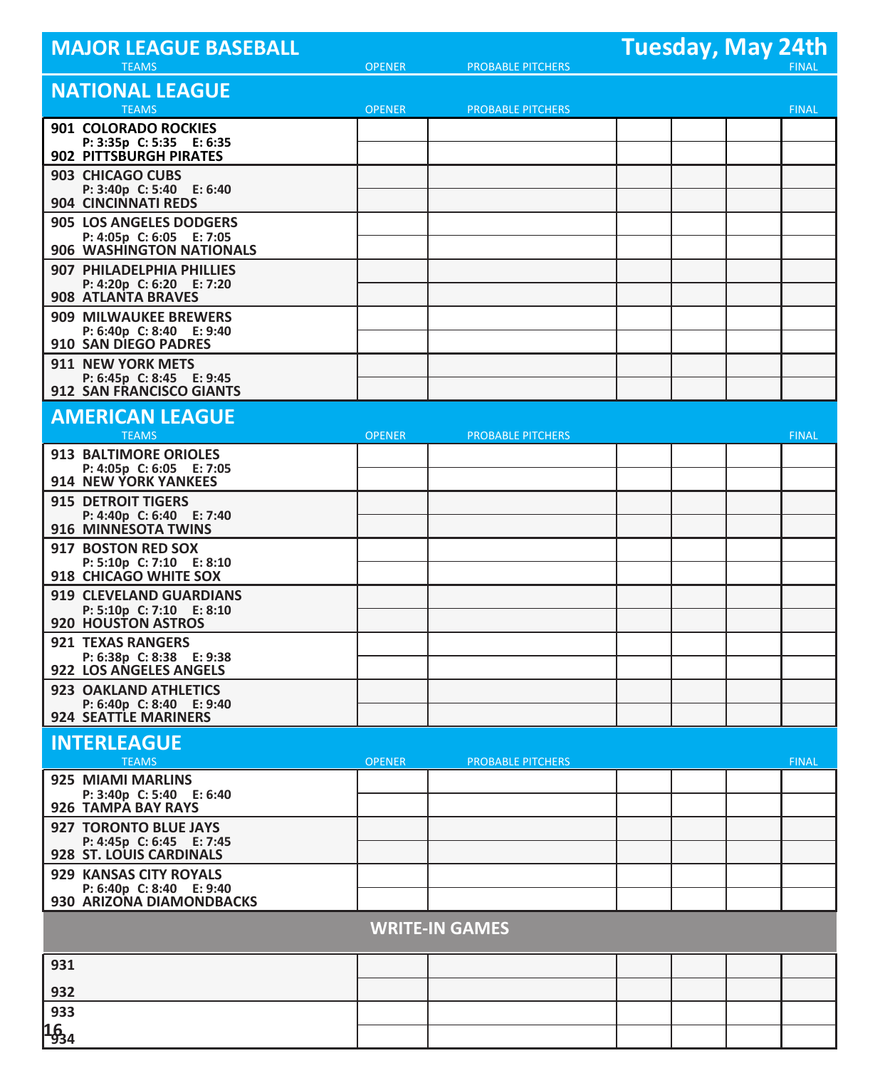# MAJOR LEAGUE BASEBALL

**Tuesday, May 24th**

## NATIONAL LEAGUE

| TEAMS | OPENER | PROBABLE PITCHERS | | | | FINAL |
|---|---|---|---|---|---|---|
| 901 COLORADO ROCKIES | | | | | | |
| P: 3:35p C: 5:35 E: 6:35 | | | | | | |
| 902 PITTSBURGH PIRATES | | | | | | |
| 903 CHICAGO CUBS | | | | | | |
| P: 3:40p C: 5:40 E: 6:40 | | | | | | |
| 904 CINCINNATI REDS | | | | | | |
| 905 LOS ANGELES DODGERS | | | | | | |
| P: 4:05p C: 6:05 E: 7:05 | | | | | | |
| 906 WASHINGTON NATIONALS | | | | | | |
| 907 PHILADELPHIA PHILLIES | | | | | | |
| P: 4:20p C: 6:20 E: 7:20 | | | | | | |
| 908 ATLANTA BRAVES | | | | | | |
| 909 MILWAUKEE BREWERS | | | | | | |
| P: 6:40p C: 8:40 E: 9:40 | | | | | | |
| 910 SAN DIEGO PADRES | | | | | | |
| 911 NEW YORK METS | | | | | | |
| P: 6:45p C: 8:45 E: 9:45 | | | | | | |
| 912 SAN FRANCISCO GIANTS | | | | | | |

## AMERICAN LEAGUE

| TEAMS | OPENER | PROBABLE PITCHERS | | | | FINAL |
|---|---|---|---|---|---|---|
| 913 BALTIMORE ORIOLES | | | | | | |
| P: 4:05p C: 6:05 E: 7:05 | | | | | | |
| 914 NEW YORK YANKEES | | | | | | |
| 915 DETROIT TIGERS | | | | | | |
| P: 4:40p C: 6:40 E: 7:40 | | | | | | |
| 916 MINNESOTA TWINS | | | | | | |
| 917 BOSTON RED SOX | | | | | | |
| P: 5:10p C: 7:10 E: 8:10 | | | | | | |
| 918 CHICAGO WHITE SOX | | | | | | |
| 919 CLEVELAND GUARDIANS | | | | | | |
| P: 5:10p C: 7:10 E: 8:10 | | | | | | |
| 920 HOUSTON ASTROS | | | | | | |
| 921 TEXAS RANGERS | | | | | | |
| P: 6:38p C: 8:38 E: 9:38 | | | | | | |
| 922 LOS ANGELES ANGELS | | | | | | |
| 923 OAKLAND ATHLETICS | | | | | | |
| P: 6:40p C: 8:40 E: 9:40 | | | | | | |
| 924 SEATTLE MARINERS | | | | | | |

## INTERLEAGUE

| TEAMS | OPENER | PROBABLE PITCHERS | | | | FINAL |
|---|---|---|---|---|---|---|
| 925 MIAMI MARLINS | | | | | | |
| P: 3:40p C: 5:40 E: 6:40 | | | | | | |
| 926 TAMPA BAY RAYS | | | | | | |
| 927 TORONTO BLUE JAYS | | | | | | |
| P: 4:45p C: 6:45 E: 7:45 | | | | | | |
| 928 ST. LOUIS CARDINALS | | | | | | |
| 929 KANSAS CITY ROYALS | | | | | | |
| P: 6:40p C: 8:40 E: 9:40 | | | | | | |
| 930 ARIZONA DIAMONDBACKS | | | | | | |

## WRITE-IN GAMES

| | | | | | | |
|---|---|---|---|---|---|---|
| 931 | | | | | | |
| 932 | | | | | | |
| 933 | | | | | | |
| 934 | | | | | | |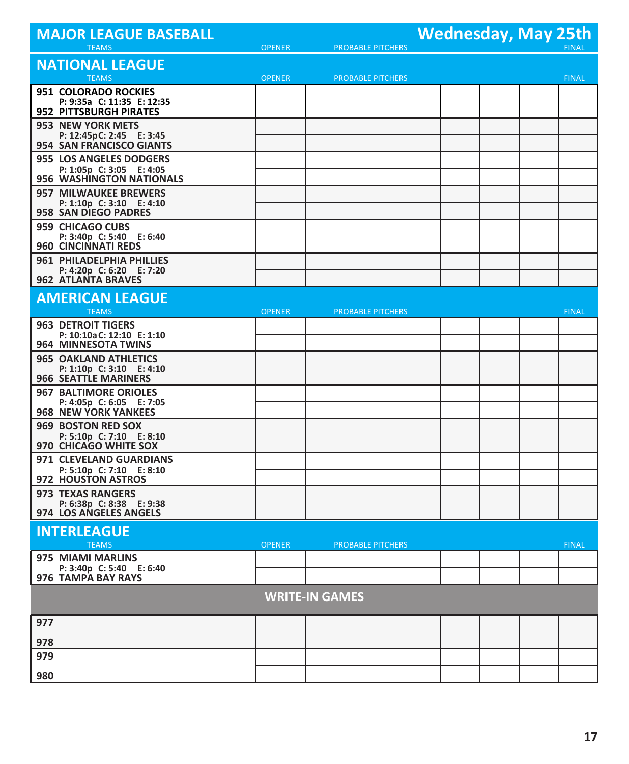# MAJOR LEAGUE BASEBALL

## Wednesday, May 25th

## NATIONAL LEAGUE

| TEAMS | OPENER | PROBABLE PITCHERS | | | | FINAL |
|---|---|---|---|---|---|---|
| 951 COLORADO ROCKIES<br>P: 9:35a C: 11:35 E: 12:35<br>952 PITTSBURGH PIRATES | | | | | | |
| 953 NEW YORK METS<br>P: 12:45p C: 2:45 E: 3:45<br>954 SAN FRANCISCO GIANTS | | | | | | |
| 955 LOS ANGELES DODGERS<br>P: 1:05p C: 3:05 E: 4:05<br>956 WASHINGTON NATIONALS | | | | | | |
| 957 MILWAUKEE BREWERS<br>P: 1:10p C: 3:10 E: 4:10<br>958 SAN DIEGO PADRES | | | | | | |
| 959 CHICAGO CUBS<br>P: 3:40p C: 5:40 E: 6:40<br>960 CINCINNATI REDS | | | | | | |
| 961 PHILADELPHIA PHILLIES<br>P: 4:20p C: 6:20 E: 7:20<br>962 ATLANTA BRAVES | | | | | | |

## AMERICAN LEAGUE

| TEAMS | OPENER | PROBABLE PITCHERS | | | | FINAL |
|---|---|---|---|---|---|---|
| 963 DETROIT TIGERS<br>P: 10:10a C: 12:10 E: 1:10<br>964 MINNESOTA TWINS | | | | | | |
| 965 OAKLAND ATHLETICS<br>P: 1:10p C: 3:10 E: 4:10<br>966 SEATTLE MARINERS | | | | | | |
| 967 BALTIMORE ORIOLES<br>P: 4:05p C: 6:05 E: 7:05<br>968 NEW YORK YANKEES | | | | | | |
| 969 BOSTON RED SOX<br>P: 5:10p C: 7:10 E: 8:10<br>970 CHICAGO WHITE SOX | | | | | | |
| 971 CLEVELAND GUARDIANS<br>P: 5:10p C: 7:10 E: 8:10<br>972 HOUSTON ASTROS | | | | | | |
| 973 TEXAS RANGERS<br>P: 6:38p C: 8:38 E: 9:38<br>974 LOS ANGELES ANGELS | | | | | | |

## INTERLEAGUE

| TEAMS | OPENER | PROBABLE PITCHERS | | | | FINAL |
|---|---|---|---|---|---|---|
| 975 MIAMI MARLINS<br>P: 3:40p C: 5:40 E: 6:40<br>976 TAMPA BAY RAYS | | | | | | |

## WRITE-IN GAMES

| | | | | | | |
|---|---|---|---|---|---|---|
| 977 | | | | | | |
| 978 | | | | | | |
| 979 | | | | | | |
| 980 | | | | | | |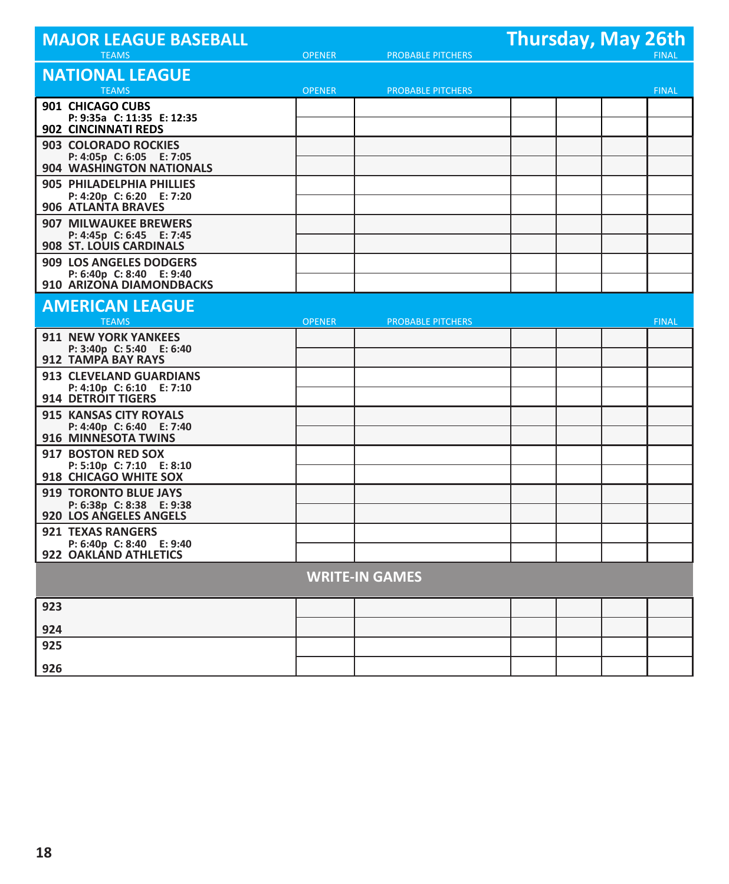# MAJOR LEAGUE BASEBALL

**Thursday, May 26th**

## NATIONAL LEAGUE

| TEAMS | OPENER | PROBABLE PITCHERS | | | | FINAL |
|---|---|---|---|---|---|---|
| 901 CHICAGO CUBS | | | | | | |
| P: 9:35a C: 11:35 E: 12:35 | | | | | | |
| 902 CINCINNATI REDS | | | | | | |
| 903 COLORADO ROCKIES | | | | | | |
| P: 4:05p C: 6:05 E: 7:05 | | | | | | |
| 904 WASHINGTON NATIONALS | | | | | | |
| 905 PHILADELPHIA PHILLIES | | | | | | |
| P: 4:20p C: 6:20 E: 7:20 | | | | | | |
| 906 ATLANTA BRAVES | | | | | | |
| 907 MILWAUKEE BREWERS | | | | | | |
| P: 4:45p C: 6:45 E: 7:45 | | | | | | |
| 908 ST. LOUIS CARDINALS | | | | | | |
| 909 LOS ANGELES DODGERS | | | | | | |
| P: 6:40p C: 8:40 E: 9:40 | | | | | | |
| 910 ARIZONA DIAMONDBACKS | | | | | | |

## AMERICAN LEAGUE

| TEAMS | OPENER | PROBABLE PITCHERS | | | | FINAL |
|---|---|---|---|---|---|---|
| 911 NEW YORK YANKEES | | | | | | |
| P: 3:40p C: 5:40 E: 6:40 | | | | | | |
| 912 TAMPA BAY RAYS | | | | | | |
| 913 CLEVELAND GUARDIANS | | | | | | |
| P: 4:10p C: 6:10 E: 7:10 | | | | | | |
| 914 DETROIT TIGERS | | | | | | |
| 915 KANSAS CITY ROYALS | | | | | | |
| P: 4:40p C: 6:40 E: 7:40 | | | | | | |
| 916 MINNESOTA TWINS | | | | | | |
| 917 BOSTON RED SOX | | | | | | |
| P: 5:10p C: 7:10 E: 8:10 | | | | | | |
| 918 CHICAGO WHITE SOX | | | | | | |
| 919 TORONTO BLUE JAYS | | | | | | |
| P: 6:38p C: 8:38 E: 9:38 | | | | | | |
| 920 LOS ANGELES ANGELS | | | | | | |
| 921 TEXAS RANGERS | | | | | | |
| P: 6:40p C: 8:40 E: 9:40 | | | | | | |
| 922 OAKLAND ATHLETICS | | | | | | |

## WRITE-IN GAMES

| | | | | | | |
|---|---|---|---|---|---|---|
| 923 | | | | | | |
| 924 | | | | | | |
| 925 | | | | | | |
| 926 | | | | | | |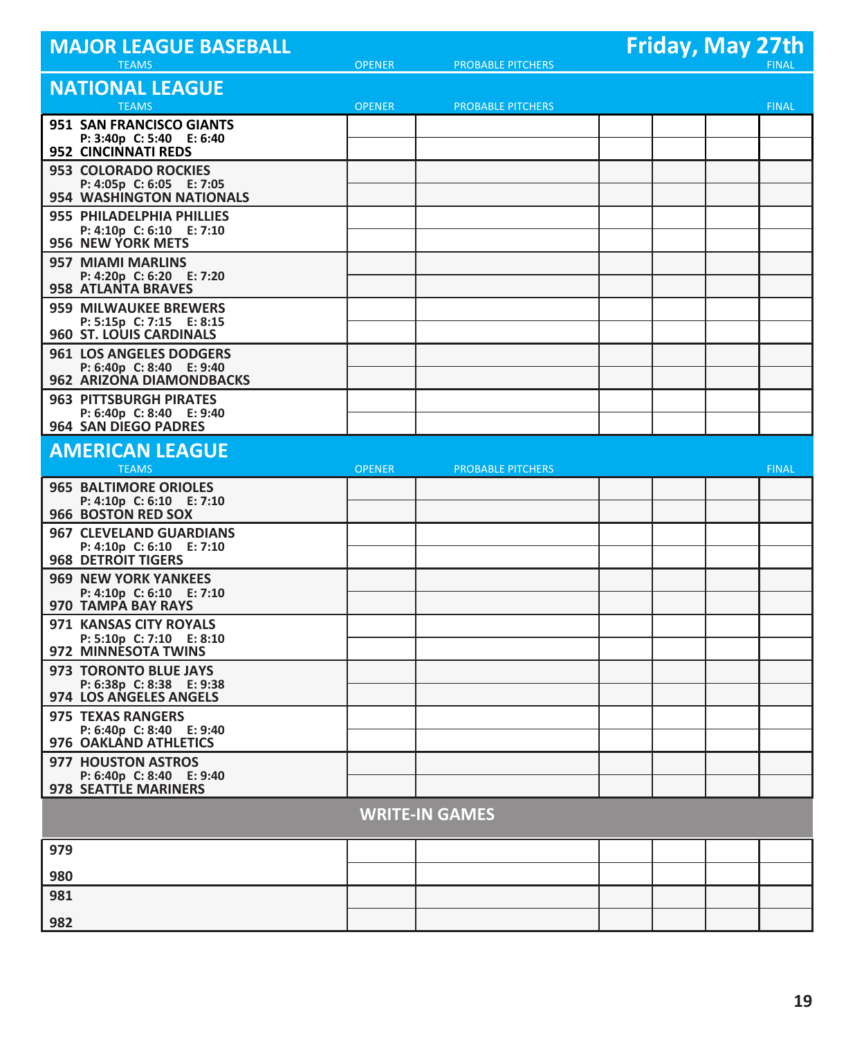# MAJOR LEAGUE BASEBALL

**Friday, May 27th**

## NATIONAL LEAGUE

| TEAMS | OPENER | PROBABLE PITCHERS | | | | FINAL |
|---|---|---|---|---|---|---|
| **951 SAN FRANCISCO GIANTS** | | | | | | |
| **P: 3:40p C: 5:40 E: 6:40** | | | | | | |
| **952 CINCINNATI REDS** | | | | | | |
| **953 COLORADO ROCKIES** | | | | | | |
| **P: 4:05p C: 6:05 E: 7:05** | | | | | | |
| **954 WASHINGTON NATIONALS** | | | | | | |
| **955 PHILADELPHIA PHILLIES** | | | | | | |
| **P: 4:10p C: 6:10 E: 7:10** | | | | | | |
| **956 NEW YORK METS** | | | | | | |
| **957 MIAMI MARLINS** | | | | | | |
| **P: 4:20p C: 6:20 E: 7:20** | | | | | | |
| **958 ATLANTA BRAVES** | | | | | | |
| **959 MILWAUKEE BREWERS** | | | | | | |
| **P: 5:15p C: 7:15 E: 8:15** | | | | | | |
| **960 ST. LOUIS CARDINALS** | | | | | | |
| **961 LOS ANGELES DODGERS** | | | | | | |
| **P: 6:40p C: 8:40 E: 9:40** | | | | | | |
| **962 ARIZONA DIAMONDBACKS** | | | | | | |
| **963 PITTSBURGH PIRATES** | | | | | | |
| **P: 6:40p C: 8:40 E: 9:40** | | | | | | |
| **964 SAN DIEGO PADRES** | | | | | | |

## AMERICAN LEAGUE

| TEAMS | OPENER | PROBABLE PITCHERS | | | | FINAL |
|---|---|---|---|---|---|---|
| **965 BALTIMORE ORIOLES** | | | | | | |
| **P: 4:10p C: 6:10 E: 7:10** | | | | | | |
| **966 BOSTON RED SOX** | | | | | | |
| **967 CLEVELAND GUARDIANS** | | | | | | |
| **P: 4:10p C: 6:10 E: 7:10** | | | | | | |
| **968 DETROIT TIGERS** | | | | | | |
| **969 NEW YORK YANKEES** | | | | | | |
| **P: 4:10p C: 6:10 E: 7:10** | | | | | | |
| **970 TAMPA BAY RAYS** | | | | | | |
| **971 KANSAS CITY ROYALS** | | | | | | |
| **P: 5:10p C: 7:10 E: 8:10** | | | | | | |
| **972 MINNESOTA TWINS** | | | | | | |
| **973 TORONTO BLUE JAYS** | | | | | | |
| **P: 6:38p C: 8:38 E: 9:38** | | | | | | |
| **974 LOS ANGELES ANGELS** | | | | | | |
| **975 TEXAS RANGERS** | | | | | | |
| **P: 6:40p C: 8:40 E: 9:40** | | | | | | |
| **976 OAKLAND ATHLETICS** | | | | | | |
| **977 HOUSTON ASTROS** | | | | | | |
| **P: 6:40p C: 8:40 E: 9:40** | | | | | | |
| **978 SEATTLE MARINERS** | | | | | | |

## WRITE-IN GAMES

| | | | | | | |
|---|---|---|---|---|---|---|
| 979 | | | | | | |
| 980 | | | | | | |
| 981 | | | | | | |
| 982 | | | | | | |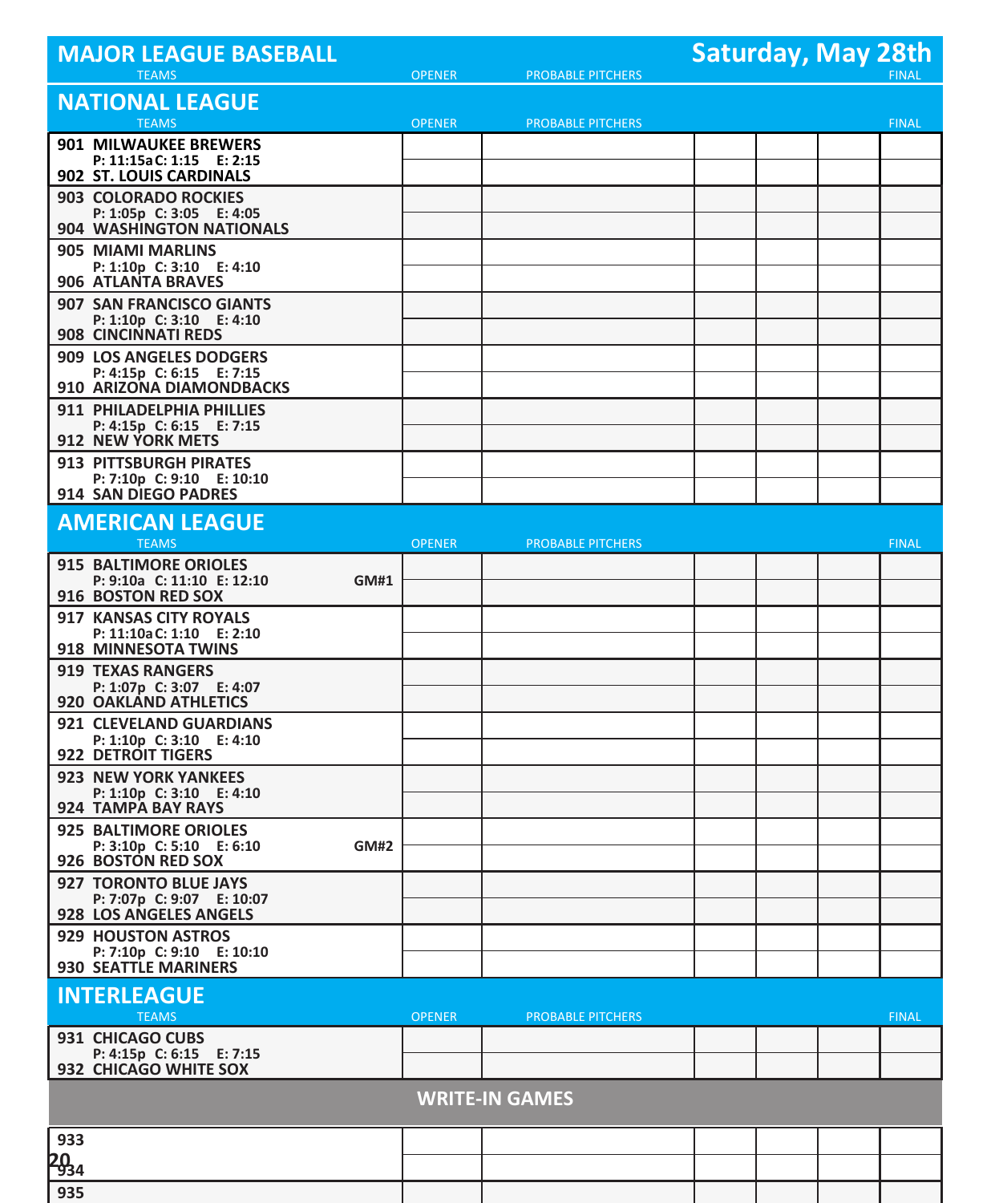# MAJOR LEAGUE BASEBALL

## Saturday, May 28th

## NATIONAL LEAGUE

| TEAMS | OPENER | PROBABLE PITCHERS | | | | FINAL |
|---|---|---|---|---|---|---|
| **901 MILWAUKEE BREWERS** | | | | | | |
| P: 11:15a C: 1:15 E: 2:15 **902 ST. LOUIS CARDINALS** | | | | | | |
| **903 COLORADO ROCKIES** | | | | | | |
| P: 1:05p C: 3:05 E: 4:05 **904 WASHINGTON NATIONALS** | | | | | | |
| **905 MIAMI MARLINS** | | | | | | |
| P: 1:10p C: 3:10 E: 4:10 **906 ATLANTA BRAVES** | | | | | | |
| **907 SAN FRANCISCO GIANTS** | | | | | | |
| P: 1:10p C: 3:10 E: 4:10 **908 CINCINNATI REDS** | | | | | | |
| **909 LOS ANGELES DODGERS** | | | | | | |
| P: 4:15p C: 6:15 E: 7:15 **910 ARIZONA DIAMONDBACKS** | | | | | | |
| **911 PHILADELPHIA PHILLIES** | | | | | | |
| P: 4:15p C: 6:15 E: 7:15 **912 NEW YORK METS** | | | | | | |
| **913 PITTSBURGH PIRATES** | | | | | | |
| P: 7:10p C: 9:10 E: 10:10 **914 SAN DIEGO PADRES** | | | | | | |

## AMERICAN LEAGUE

| TEAMS | OPENER | PROBABLE PITCHERS | | | | FINAL |
|---|---|---|---|---|---|---|
| **915 BALTIMORE ORIOLES** | | | | | | |
| P: 9:10a C: 11:10 E: 12:10 **GM#1** **916 BOSTON RED SOX** | | | | | | |
| **917 KANSAS CITY ROYALS** | | | | | | |
| P: 11:10a C: 1:10 E: 2:10 **918 MINNESOTA TWINS** | | | | | | |
| **919 TEXAS RANGERS** | | | | | | |
| P: 1:07p C: 3:07 E: 4:07 **920 OAKLAND ATHLETICS** | | | | | | |
| **921 CLEVELAND GUARDIANS** | | | | | | |
| P: 1:10p C: 3:10 E: 4:10 **922 DETROIT TIGERS** | | | | | | |
| **923 NEW YORK YANKEES** | | | | | | |
| P: 1:10p C: 3:10 E: 4:10 **924 TAMPA BAY RAYS** | | | | | | |
| **925 BALTIMORE ORIOLES** | | | | | | |
| P: 3:10p C: 5:10 E: 6:10 **GM#2** **926 BOSTON RED SOX** | | | | | | |
| **927 TORONTO BLUE JAYS** | | | | | | |
| P: 7:07p C: 9:07 E: 10:07 **928 LOS ANGELES ANGELS** | | | | | | |
| **929 HOUSTON ASTROS** | | | | | | |
| P: 7:10p C: 9:10 E: 10:10 **930 SEATTLE MARINERS** | | | | | | |

## INTERLEAGUE

| TEAMS | OPENER | PROBABLE PITCHERS | | | | FINAL |
|---|---|---|---|---|---|---|
| **931 CHICAGO CUBS** | | | | | | |
| P: 4:15p C: 6:15 E: 7:15 **932 CHICAGO WHITE SOX** | | | | | | |

## WRITE-IN GAMES

| | | | | | | |
|---|---|---|---|---|---|---|
| 933 | | | | | | |
| 934 | | | | | | |
| 935 | | | | | | |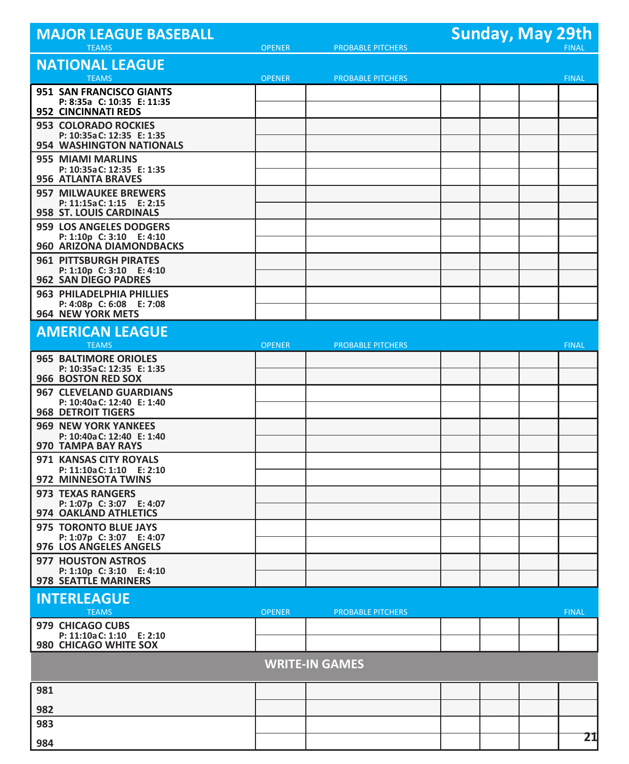# MAJOR LEAGUE BASEBALL

**Sunday, May 29th**

## NATIONAL LEAGUE

| TEAMS | OPENER | PROBABLE PITCHERS | | | | FINAL |
|---|---|---|---|---|---|---|
| 951 SAN FRANCISCO GIANTS | | | | | | |
| P: 8:35a C: 10:35 E: 11:35 | | | | | | |
| 952 CINCINNATI REDS | | | | | | |
| 953 COLORADO ROCKIES | | | | | | |
| P: 10:35a C: 12:35 E: 1:35 | | | | | | |
| 954 WASHINGTON NATIONALS | | | | | | |
| 955 MIAMI MARLINS | | | | | | |
| P: 10:35a C: 12:35 E: 1:35 | | | | | | |
| 956 ATLANTA BRAVES | | | | | | |
| 957 MILWAUKEE BREWERS | | | | | | |
| P: 11:15a C: 1:15 E: 2:15 | | | | | | |
| 958 ST. LOUIS CARDINALS | | | | | | |
| 959 LOS ANGELES DODGERS | | | | | | |
| P: 1:10p C: 3:10 E: 4:10 | | | | | | |
| 960 ARIZONA DIAMONDBACKS | | | | | | |
| 961 PITTSBURGH PIRATES | | | | | | |
| P: 1:10p C: 3:10 E: 4:10 | | | | | | |
| 962 SAN DIEGO PADRES | | | | | | |
| 963 PHILADELPHIA PHILLIES | | | | | | |
| P: 4:08p C: 6:08 E: 7:08 | | | | | | |
| 964 NEW YORK METS | | | | | | |

## AMERICAN LEAGUE

| TEAMS | OPENER | PROBABLE PITCHERS | | | | FINAL |
|---|---|---|---|---|---|---|
| 965 BALTIMORE ORIOLES | | | | | | |
| P: 10:35a C: 12:35 E: 1:35 | | | | | | |
| 966 BOSTON RED SOX | | | | | | |
| 967 CLEVELAND GUARDIANS | | | | | | |
| P: 10:40a C: 12:40 E: 1:40 | | | | | | |
| 968 DETROIT TIGERS | | | | | | |
| 969 NEW YORK YANKEES | | | | | | |
| P: 10:40a C: 12:40 E: 1:40 | | | | | | |
| 970 TAMPA BAY RAYS | | | | | | |
| 971 KANSAS CITY ROYALS | | | | | | |
| P: 11:10a C: 1:10 E: 2:10 | | | | | | |
| 972 MINNESOTA TWINS | | | | | | |
| 973 TEXAS RANGERS | | | | | | |
| P: 1:07p C: 3:07 E: 4:07 | | | | | | |
| 974 OAKLAND ATHLETICS | | | | | | |
| 975 TORONTO BLUE JAYS | | | | | | |
| P: 1:07p C: 3:07 E: 4:07 | | | | | | |
| 976 LOS ANGELES ANGELS | | | | | | |
| 977 HOUSTON ASTROS | | | | | | |
| P: 1:10p C: 3:10 E: 4:10 | | | | | | |
| 978 SEATTLE MARINERS | | | | | | |

## INTERLEAGUE

| TEAMS | OPENER | PROBABLE PITCHERS | | | | FINAL |
|---|---|---|---|---|---|---|
| 979 CHICAGO CUBS | | | | | | |
| P: 11:10a C: 1:10 E: 2:10 | | | | | | |
| 980 CHICAGO WHITE SOX | | | | | | |

## WRITE-IN GAMES

| | | | | | | |
|---|---|---|---|---|---|---|
| 981 | | | | | | |
| 982 | | | | | | |
| 983 | | | | | | |
| 984 | | | | | | |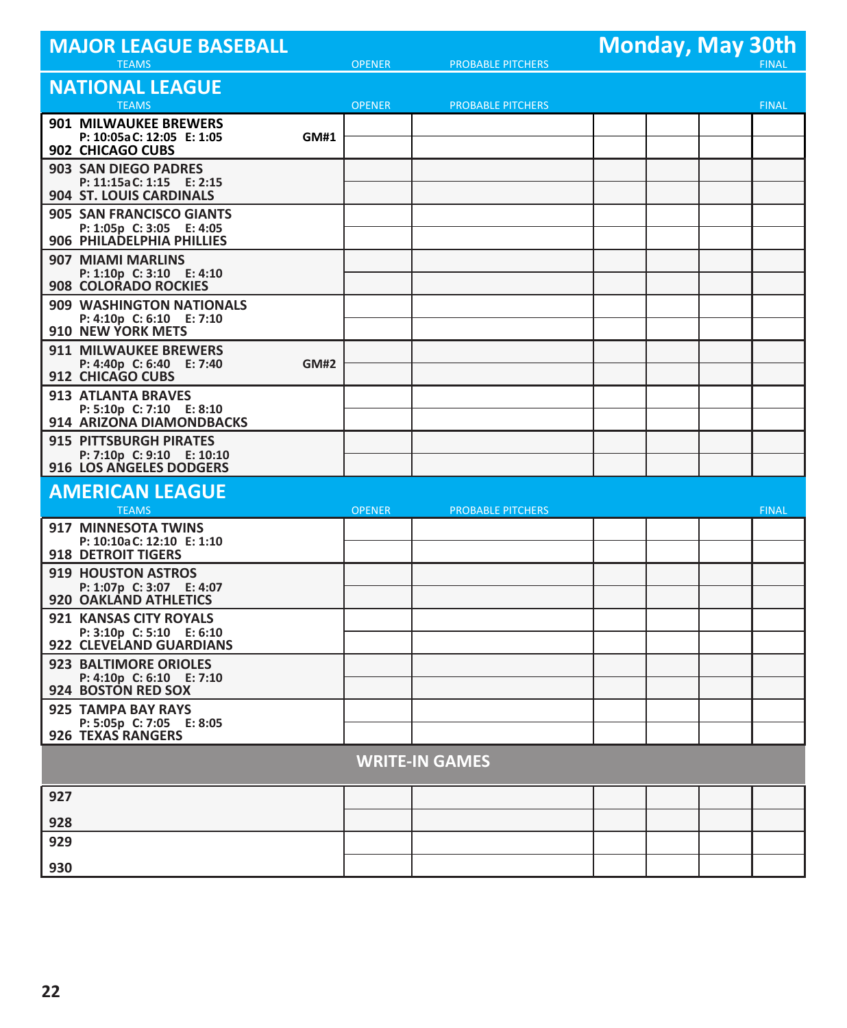# MAJOR LEAGUE BASEBALL

## Monday, May 30th

## NATIONAL LEAGUE

| TEAMS | | OPENER | PROBABLE PITCHERS | | | | FINAL |
|---|---|---|---|---|---|---|---|
| 901 MILWAUKEE BREWERS<br>P: 10:05a C: 12:05 E: 1:05<br>902 CHICAGO CUBS | GM#1 | | | | | | |
| 903 SAN DIEGO PADRES<br>P: 11:15a C: 1:15 E: 2:15<br>904 ST. LOUIS CARDINALS | | | | | | | |
| 905 SAN FRANCISCO GIANTS<br>P: 1:05p C: 3:05 E: 4:05<br>906 PHILADELPHIA PHILLIES | | | | | | | |
| 907 MIAMI MARLINS<br>P: 1:10p C: 3:10 E: 4:10<br>908 COLORADO ROCKIES | | | | | | | |
| 909 WASHINGTON NATIONALS<br>P: 4:10p C: 6:10 E: 7:10<br>910 NEW YORK METS | | | | | | | |
| 911 MILWAUKEE BREWERS<br>P: 4:40p C: 6:40 E: 7:40<br>912 CHICAGO CUBS | GM#2 | | | | | | |
| 913 ATLANTA BRAVES<br>P: 5:10p C: 7:10 E: 8:10<br>914 ARIZONA DIAMONDBACKS | | | | | | | |
| 915 PITTSBURGH PIRATES<br>P: 7:10p C: 9:10 E: 10:10<br>916 LOS ANGELES DODGERS | | | | | | | |

## AMERICAN LEAGUE

| TEAMS | OPENER | PROBABLE PITCHERS | | | | FINAL |
|---|---|---|---|---|---|---|
| 917 MINNESOTA TWINS<br>P: 10:10a C: 12:10 E: 1:10<br>918 DETROIT TIGERS | | | | | | |
| 919 HOUSTON ASTROS<br>P: 1:07p C: 3:07 E: 4:07<br>920 OAKLAND ATHLETICS | | | | | | |
| 921 KANSAS CITY ROYALS<br>P: 3:10p C: 5:10 E: 6:10<br>922 CLEVELAND GUARDIANS | | | | | | |
| 923 BALTIMORE ORIOLES<br>P: 4:10p C: 6:10 E: 7:10<br>924 BOSTON RED SOX | | | | | | |
| 925 TAMPA BAY RAYS<br>P: 5:05p C: 7:05 E: 8:05<br>926 TEXAS RANGERS | | | | | | |

## WRITE-IN GAMES

| | | | | | | |
|---|---|---|---|---|---|---|
| 927 | | | | | | |
| 928 | | | | | | |
| 929 | | | | | | |
| 930 | | | | | | |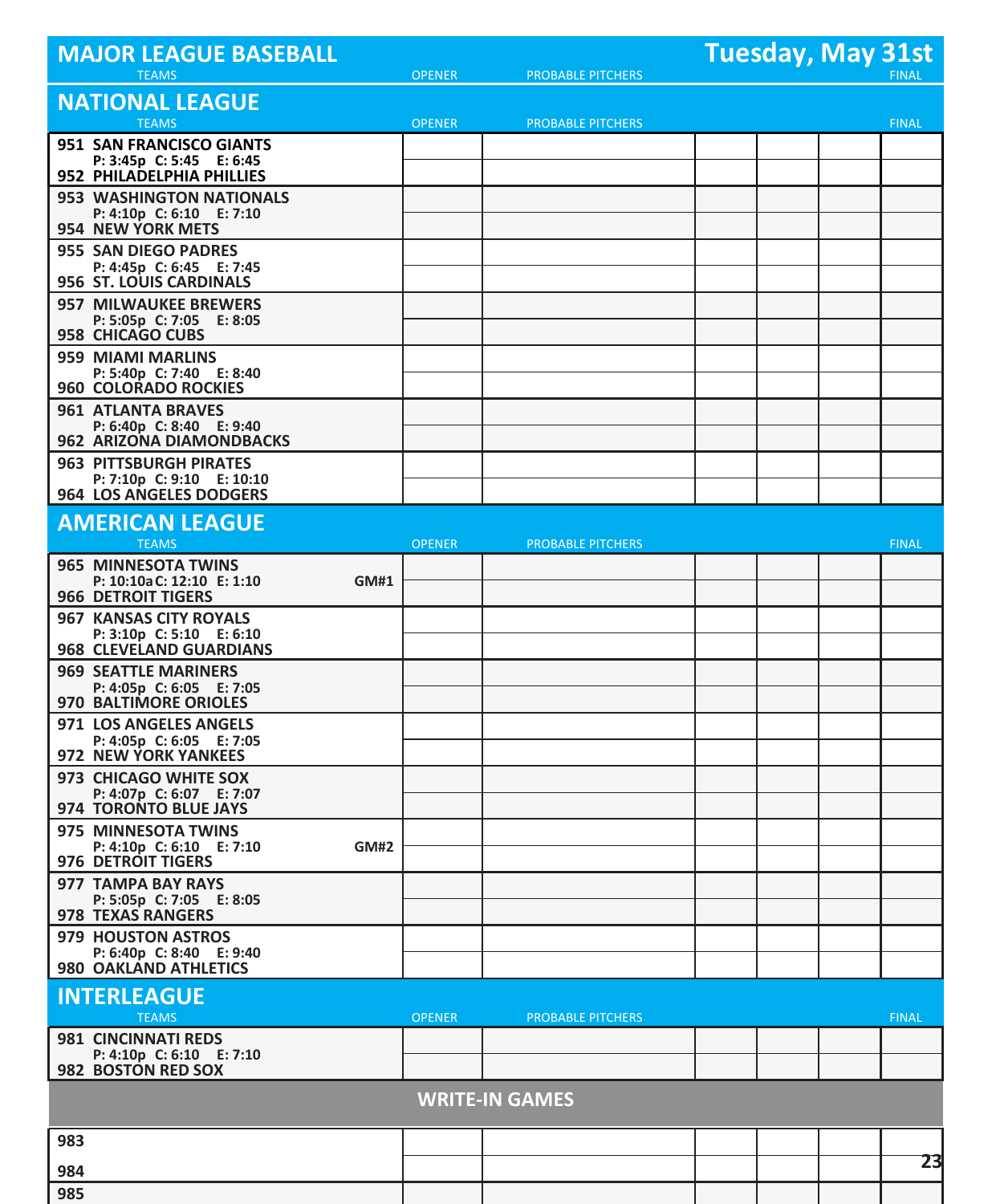# MAJOR LEAGUE BASEBALL — Tuesday, May 31st

## NATIONAL LEAGUE

| TEAMS | OPENER | PROBABLE PITCHERS | | | | FINAL |
|---|---|---|---|---|---|---|
| **951 SAN FRANCISCO GIANTS** | | | | | | |
| P: 3:45p C: 5:45 E: 6:45 | | | | | | |
| **952 PHILADELPHIA PHILLIES** | | | | | | |
| **953 WASHINGTON NATIONALS** | | | | | | |
| P: 4:10p C: 6:10 E: 7:10 | | | | | | |
| **954 NEW YORK METS** | | | | | | |
| **955 SAN DIEGO PADRES** | | | | | | |
| P: 4:45p C: 6:45 E: 7:45 | | | | | | |
| **956 ST. LOUIS CARDINALS** | | | | | | |
| **957 MILWAUKEE BREWERS** | | | | | | |
| P: 5:05p C: 7:05 E: 8:05 | | | | | | |
| **958 CHICAGO CUBS** | | | | | | |
| **959 MIAMI MARLINS** | | | | | | |
| P: 5:40p C: 7:40 E: 8:40 | | | | | | |
| **960 COLORADO ROCKIES** | | | | | | |
| **961 ATLANTA BRAVES** | | | | | | |
| P: 6:40p C: 8:40 E: 9:40 | | | | | | |
| **962 ARIZONA DIAMONDBACKS** | | | | | | |
| **963 PITTSBURGH PIRATES** | | | | | | |
| P: 7:10p C: 9:10 E: 10:10 | | | | | | |
| **964 LOS ANGELES DODGERS** | | | | | | |

## AMERICAN LEAGUE

| TEAMS | OPENER | PROBABLE PITCHERS | | | | FINAL |
|---|---|---|---|---|---|---|
| **965 MINNESOTA TWINS** | | | | | | |
| P: 10:10a C: 12:10 E: 1:10 **GM#1** | | | | | | |
| **966 DETROIT TIGERS** | | | | | | |
| **967 KANSAS CITY ROYALS** | | | | | | |
| P: 3:10p C: 5:10 E: 6:10 | | | | | | |
| **968 CLEVELAND GUARDIANS** | | | | | | |
| **969 SEATTLE MARINERS** | | | | | | |
| P: 4:05p C: 6:05 E: 7:05 | | | | | | |
| **970 BALTIMORE ORIOLES** | | | | | | |
| **971 LOS ANGELES ANGELS** | | | | | | |
| P: 4:05p C: 6:05 E: 7:05 | | | | | | |
| **972 NEW YORK YANKEES** | | | | | | |
| **973 CHICAGO WHITE SOX** | | | | | | |
| P: 4:07p C: 6:07 E: 7:07 | | | | | | |
| **974 TORONTO BLUE JAYS** | | | | | | |
| **975 MINNESOTA TWINS** | | | | | | |
| P: 4:10p C: 6:10 E: 7:10 **GM#2** | | | | | | |
| **976 DETROIT TIGERS** | | | | | | |
| **977 TAMPA BAY RAYS** | | | | | | |
| P: 5:05p C: 7:05 E: 8:05 | | | | | | |
| **978 TEXAS RANGERS** | | | | | | |
| **979 HOUSTON ASTROS** | | | | | | |
| P: 6:40p C: 8:40 E: 9:40 | | | | | | |
| **980 OAKLAND ATHLETICS** | | | | | | |

## INTERLEAGUE

| TEAMS | OPENER | PROBABLE PITCHERS | | | | FINAL |
|---|---|---|---|---|---|---|
| **981 CINCINNATI REDS** | | | | | | |
| P: 4:10p C: 6:10 E: 7:10 | | | | | | |
| **982 BOSTON RED SOX** | | | | | | |

## WRITE-IN GAMES

| | | | | | | |
|---|---|---|---|---|---|---|
| 983 | | | | | | |
| 984 | | | | | | |
| 985 | | | | | | |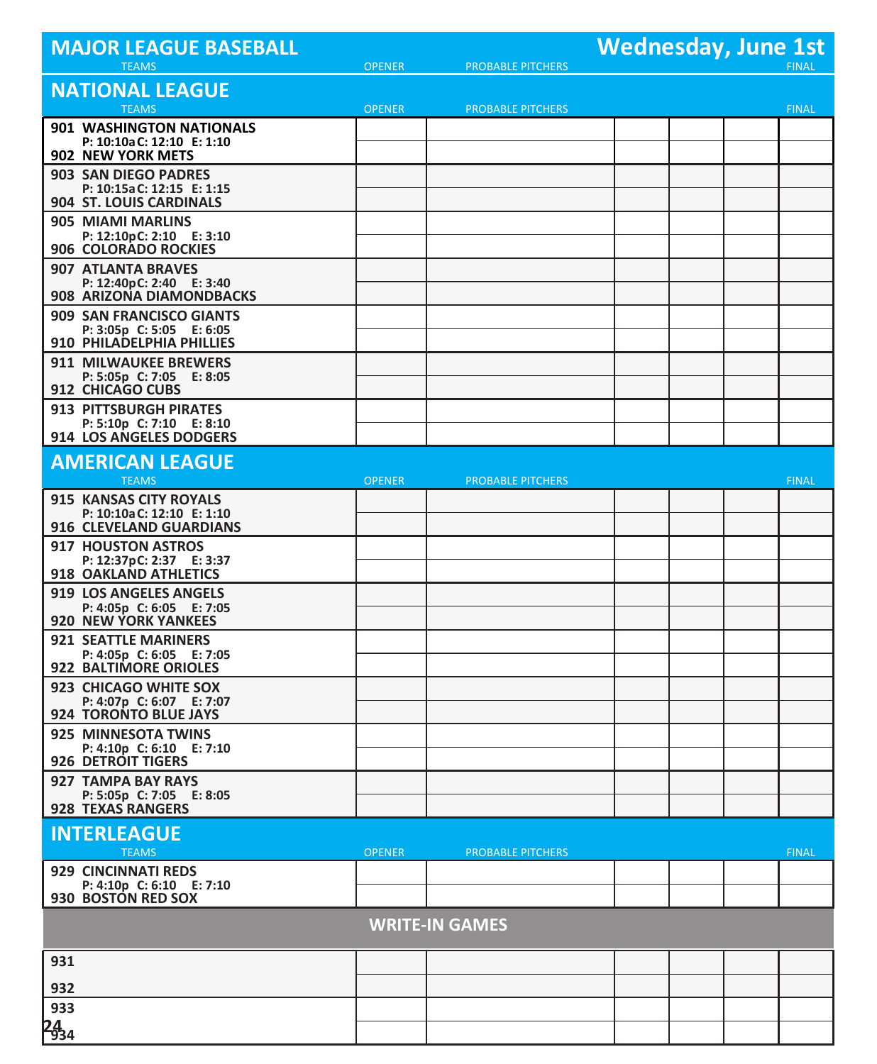# MAJOR LEAGUE BASEBALL

**Wednesday, June 1st**

## NATIONAL LEAGUE

| TEAMS | OPENER | PROBABLE PITCHERS | | | | FINAL |
|---|---|---|---|---|---|---|
| 901 WASHINGTON NATIONALS | | | | | | |
| P: 10:10a C: 12:10 E: 1:10 | | | | | | |
| 902 NEW YORK METS | | | | | | |
| 903 SAN DIEGO PADRES | | | | | | |
| P: 10:15a C: 12:15 E: 1:15 | | | | | | |
| 904 ST. LOUIS CARDINALS | | | | | | |
| 905 MIAMI MARLINS | | | | | | |
| P: 12:10p C: 2:10 E: 3:10 | | | | | | |
| 906 COLORADO ROCKIES | | | | | | |
| 907 ATLANTA BRAVES | | | | | | |
| P: 12:40p C: 2:40 E: 3:40 | | | | | | |
| 908 ARIZONA DIAMONDBACKS | | | | | | |
| 909 SAN FRANCISCO GIANTS | | | | | | |
| P: 3:05p C: 5:05 E: 6:05 | | | | | | |
| 910 PHILADELPHIA PHILLIES | | | | | | |
| 911 MILWAUKEE BREWERS | | | | | | |
| P: 5:05p C: 7:05 E: 8:05 | | | | | | |
| 912 CHICAGO CUBS | | | | | | |
| 913 PITTSBURGH PIRATES | | | | | | |
| P: 5:10p C: 7:10 E: 8:10 | | | | | | |
| 914 LOS ANGELES DODGERS | | | | | | |

## AMERICAN LEAGUE

| TEAMS | OPENER | PROBABLE PITCHERS | | | | FINAL |
|---|---|---|---|---|---|---|
| 915 KANSAS CITY ROYALS | | | | | | |
| P: 10:10a C: 12:10 E: 1:10 | | | | | | |
| 916 CLEVELAND GUARDIANS | | | | | | |
| 917 HOUSTON ASTROS | | | | | | |
| P: 12:37p C: 2:37 E: 3:37 | | | | | | |
| 918 OAKLAND ATHLETICS | | | | | | |
| 919 LOS ANGELES ANGELS | | | | | | |
| P: 4:05p C: 6:05 E: 7:05 | | | | | | |
| 920 NEW YORK YANKEES | | | | | | |
| 921 SEATTLE MARINERS | | | | | | |
| P: 4:05p C: 6:05 E: 7:05 | | | | | | |
| 922 BALTIMORE ORIOLES | | | | | | |
| 923 CHICAGO WHITE SOX | | | | | | |
| P: 4:07p C: 6:07 E: 7:07 | | | | | | |
| 924 TORONTO BLUE JAYS | | | | | | |
| 925 MINNESOTA TWINS | | | | | | |
| P: 4:10p C: 6:10 E: 7:10 | | | | | | |
| 926 DETROIT TIGERS | | | | | | |
| 927 TAMPA BAY RAYS | | | | | | |
| P: 5:05p C: 7:05 E: 8:05 | | | | | | |
| 928 TEXAS RANGERS | | | | | | |

## INTERLEAGUE

| TEAMS | OPENER | PROBABLE PITCHERS | | | | FINAL |
|---|---|---|---|---|---|---|
| 929 CINCINNATI REDS | | | | | | |
| P: 4:10p C: 6:10 E: 7:10 | | | | | | |
| 930 BOSTON RED SOX | | | | | | |

## WRITE-IN GAMES

| | | | | | | |
|---|---|---|---|---|---|---|
| 931 | | | | | | |
| 932 | | | | | | |
| 933 | | | | | | |
| 934 | | | | | | |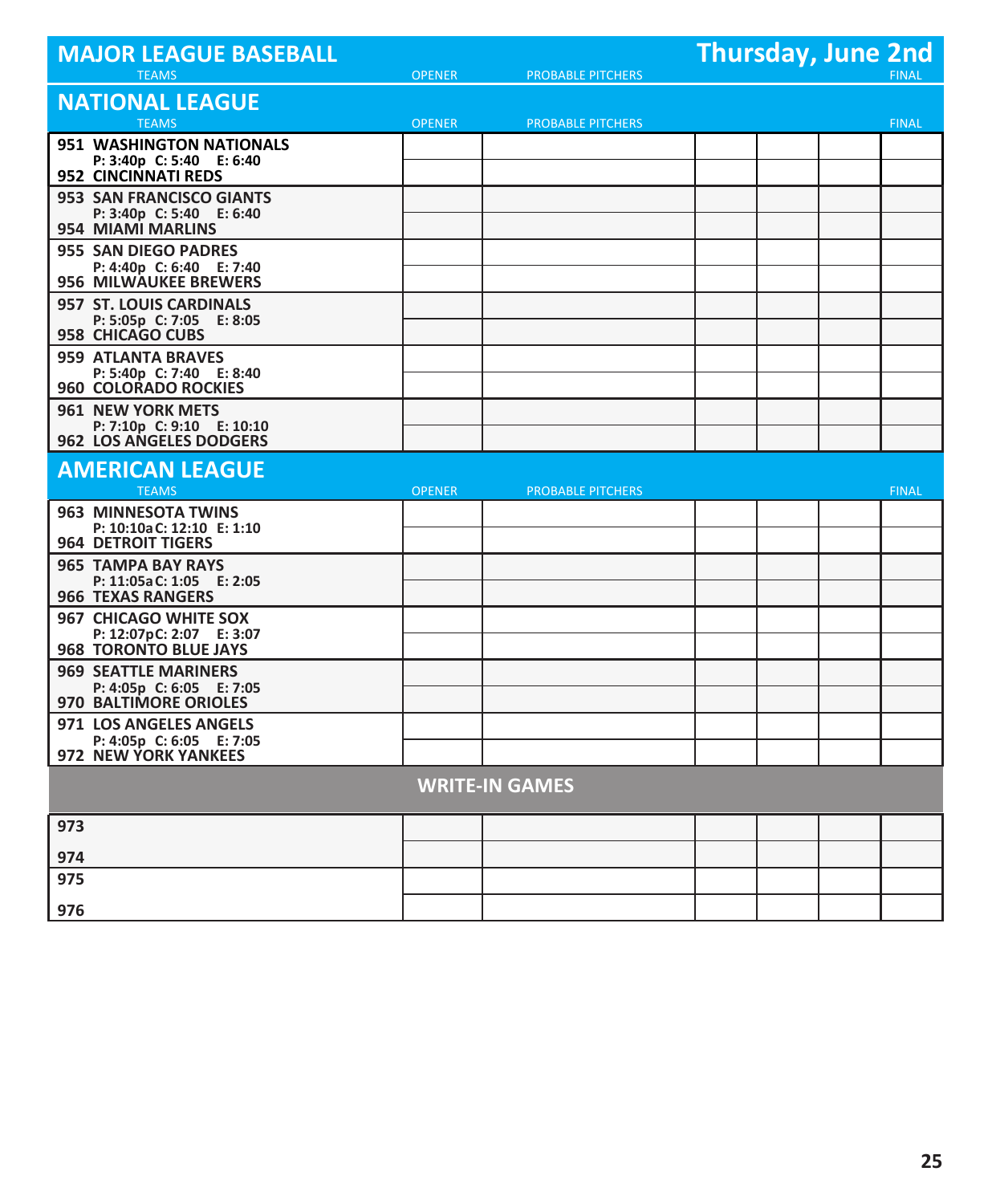# MAJOR LEAGUE BASEBALL

**Thursday, June 2nd**

## NATIONAL LEAGUE

| TEAMS | OPENER | PROBABLE PITCHERS | | | | FINAL |
|---|---|---|---|---|---|---|
| **951 WASHINGTON NATIONALS** | | | | | | |
| P: 3:40p C: 5:40 E: 6:40 | | | | | | |
| **952 CINCINNATI REDS** | | | | | | |
| **953 SAN FRANCISCO GIANTS** | | | | | | |
| P: 3:40p C: 5:40 E: 6:40 | | | | | | |
| **954 MIAMI MARLINS** | | | | | | |
| **955 SAN DIEGO PADRES** | | | | | | |
| P: 4:40p C: 6:40 E: 7:40 | | | | | | |
| **956 MILWAUKEE BREWERS** | | | | | | |
| **957 ST. LOUIS CARDINALS** | | | | | | |
| P: 5:05p C: 7:05 E: 8:05 | | | | | | |
| **958 CHICAGO CUBS** | | | | | | |
| **959 ATLANTA BRAVES** | | | | | | |
| P: 5:40p C: 7:40 E: 8:40 | | | | | | |
| **960 COLORADO ROCKIES** | | | | | | |
| **961 NEW YORK METS** | | | | | | |
| P: 7:10p C: 9:10 E: 10:10 | | | | | | |
| **962 LOS ANGELES DODGERS** | | | | | | |

## AMERICAN LEAGUE

| TEAMS | OPENER | PROBABLE PITCHERS | | | | FINAL |
|---|---|---|---|---|---|---|
| **963 MINNESOTA TWINS** | | | | | | |
| P: 10:10a C: 12:10 E: 1:10 | | | | | | |
| **964 DETROIT TIGERS** | | | | | | |
| **965 TAMPA BAY RAYS** | | | | | | |
| P: 11:05a C: 1:05 E: 2:05 | | | | | | |
| **966 TEXAS RANGERS** | | | | | | |
| **967 CHICAGO WHITE SOX** | | | | | | |
| P: 12:07p C: 2:07 E: 3:07 | | | | | | |
| **968 TORONTO BLUE JAYS** | | | | | | |
| **969 SEATTLE MARINERS** | | | | | | |
| P: 4:05p C: 6:05 E: 7:05 | | | | | | |
| **970 BALTIMORE ORIOLES** | | | | | | |
| **971 LOS ANGELES ANGELS** | | | | | | |
| P: 4:05p C: 6:05 E: 7:05 | | | | | | |
| **972 NEW YORK YANKEES** | | | | | | |

## WRITE-IN GAMES

| | | | | | | |
|---|---|---|---|---|---|---|
| 973 | | | | | | |
| 974 | | | | | | |
| 975 | | | | | | |
| 976 | | | | | | |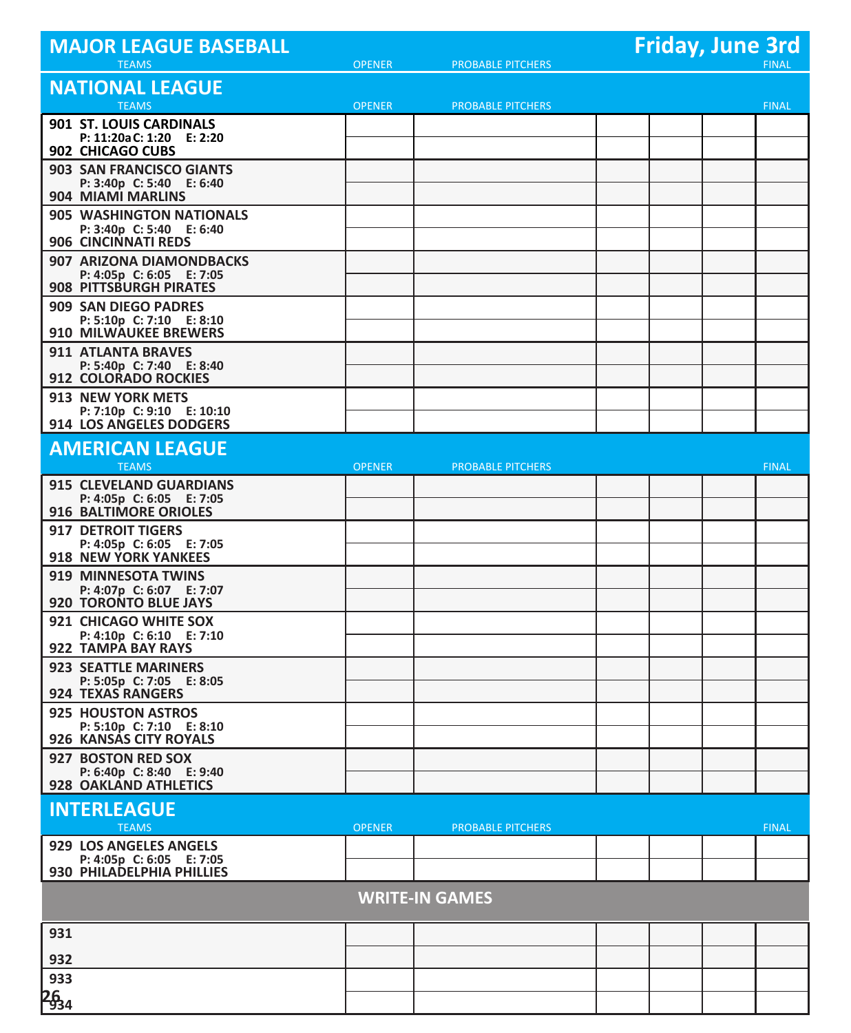# MAJOR LEAGUE BASEBALL

**Friday, June 3rd**

## NATIONAL LEAGUE

| TEAMS | OPENER | PROBABLE PITCHERS | | | | FINAL |
|---|---|---|---|---|---|---|
| **901 ST. LOUIS CARDINALS** | | | | | | |
| P: 11:20a C: 1:20 E: 2:20 **902 CHICAGO CUBS** | | | | | | |
| **903 SAN FRANCISCO GIANTS** | | | | | | |
| P: 3:40p C: 5:40 E: 6:40 **904 MIAMI MARLINS** | | | | | | |
| **905 WASHINGTON NATIONALS** | | | | | | |
| P: 3:40p C: 5:40 E: 6:40 **906 CINCINNATI REDS** | | | | | | |
| **907 ARIZONA DIAMONDBACKS** | | | | | | |
| P: 4:05p C: 6:05 E: 7:05 **908 PITTSBURGH PIRATES** | | | | | | |
| **909 SAN DIEGO PADRES** | | | | | | |
| P: 5:10p C: 7:10 E: 8:10 **910 MILWAUKEE BREWERS** | | | | | | |
| **911 ATLANTA BRAVES** | | | | | | |
| P: 5:40p C: 7:40 E: 8:40 **912 COLORADO ROCKIES** | | | | | | |
| **913 NEW YORK METS** | | | | | | |
| P: 7:10p C: 9:10 E: 10:10 **914 LOS ANGELES DODGERS** | | | | | | |

## AMERICAN LEAGUE

| TEAMS | OPENER | PROBABLE PITCHERS | | | | FINAL |
|---|---|---|---|---|---|---|
| **915 CLEVELAND GUARDIANS** | | | | | | |
| P: 4:05p C: 6:05 E: 7:05 **916 BALTIMORE ORIOLES** | | | | | | |
| **917 DETROIT TIGERS** | | | | | | |
| P: 4:05p C: 6:05 E: 7:05 **918 NEW YORK YANKEES** | | | | | | |
| **919 MINNESOTA TWINS** | | | | | | |
| P: 4:07p C: 6:07 E: 7:07 **920 TORONTO BLUE JAYS** | | | | | | |
| **921 CHICAGO WHITE SOX** | | | | | | |
| P: 4:10p C: 6:10 E: 7:10 **922 TAMPA BAY RAYS** | | | | | | |
| **923 SEATTLE MARINERS** | | | | | | |
| P: 5:05p C: 7:05 E: 8:05 **924 TEXAS RANGERS** | | | | | | |
| **925 HOUSTON ASTROS** | | | | | | |
| P: 5:10p C: 7:10 E: 8:10 **926 KANSAS CITY ROYALS** | | | | | | |
| **927 BOSTON RED SOX** | | | | | | |
| P: 6:40p C: 8:40 E: 9:40 **928 OAKLAND ATHLETICS** | | | | | | |

## INTERLEAGUE

| TEAMS | OPENER | PROBABLE PITCHERS | | | | FINAL |
|---|---|---|---|---|---|---|
| **929 LOS ANGELES ANGELS** | | | | | | |
| P: 4:05p C: 6:05 E: 7:05 **930 PHILADELPHIA PHILLIES** | | | | | | |

## WRITE-IN GAMES

| | | | | | | |
|---|---|---|---|---|---|---|
| 931 | | | | | | |
| 932 | | | | | | |
| 933 | | | | | | |
| 934 | | | | | | |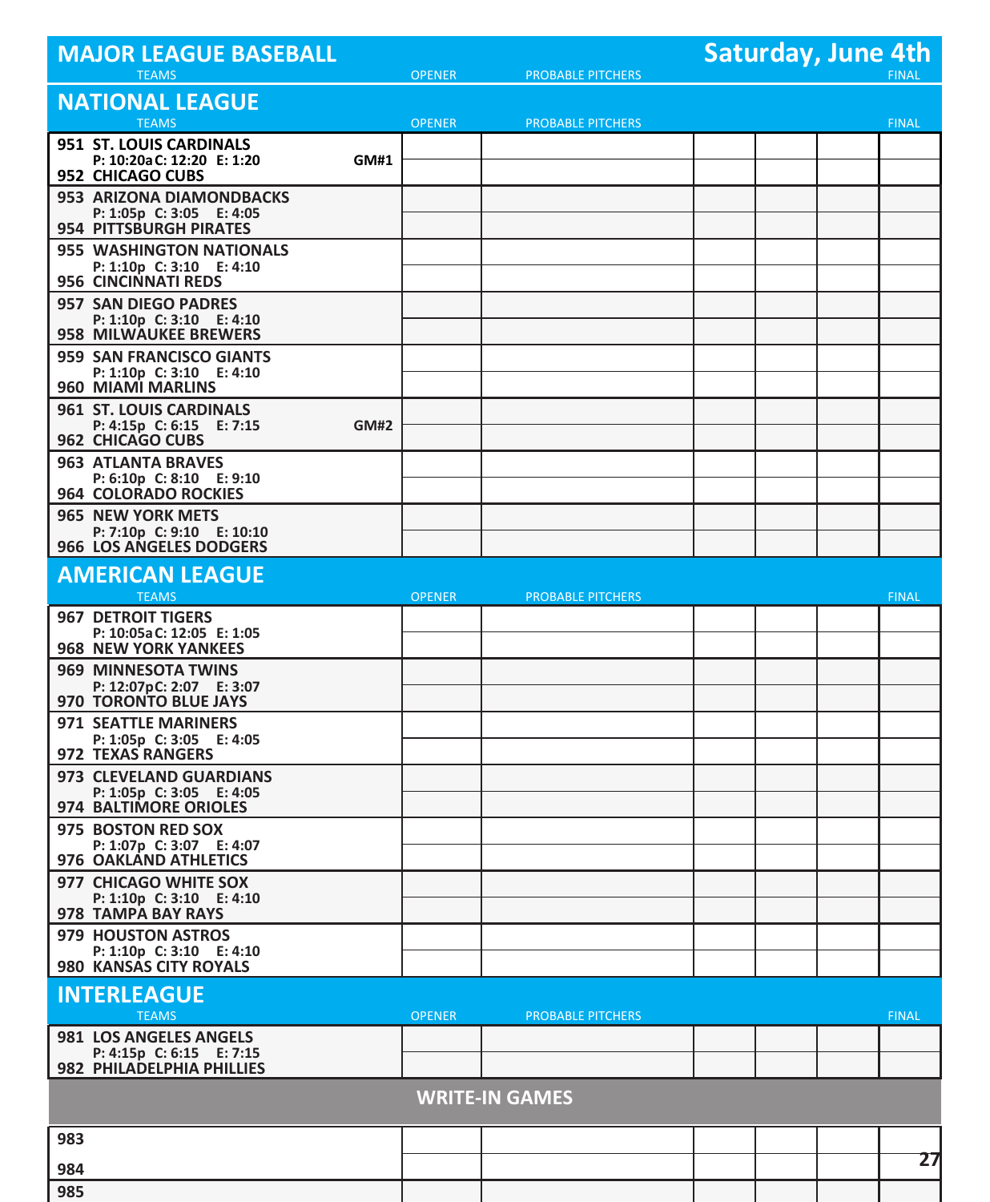# MAJOR LEAGUE BASEBALL

## Saturday, June 4th

## NATIONAL LEAGUE

| TEAMS | OPENER | PROBABLE PITCHERS | | | | FINAL |
|---|---|---|---|---|---|---|
| 951 ST. LOUIS CARDINALS<br>P: 10:20a C: 12:20 E: 1:20 GM#1<br>952 CHICAGO CUBS | | | | | | |
| 953 ARIZONA DIAMONDBACKS<br>P: 1:05p C: 3:05 E: 4:05<br>954 PITTSBURGH PIRATES | | | | | | |
| 955 WASHINGTON NATIONALS<br>P: 1:10p C: 3:10 E: 4:10<br>956 CINCINNATI REDS | | | | | | |
| 957 SAN DIEGO PADRES<br>P: 1:10p C: 3:10 E: 4:10<br>958 MILWAUKEE BREWERS | | | | | | |
| 959 SAN FRANCISCO GIANTS<br>P: 1:10p C: 3:10 E: 4:10<br>960 MIAMI MARLINS | | | | | | |
| 961 ST. LOUIS CARDINALS<br>P: 4:15p C: 6:15 E: 7:15 GM#2<br>962 CHICAGO CUBS | | | | | | |
| 963 ATLANTA BRAVES<br>P: 6:10p C: 8:10 E: 9:10<br>964 COLORADO ROCKIES | | | | | | |
| 965 NEW YORK METS<br>P: 7:10p C: 9:10 E: 10:10<br>966 LOS ANGELES DODGERS | | | | | | |

## AMERICAN LEAGUE

| TEAMS | OPENER | PROBABLE PITCHERS | | | | FINAL |
|---|---|---|---|---|---|---|
| 967 DETROIT TIGERS<br>P: 10:05a C: 12:05 E: 1:05<br>968 NEW YORK YANKEES | | | | | | |
| 969 MINNESOTA TWINS<br>P: 12:07p C: 2:07 E: 3:07<br>970 TORONTO BLUE JAYS | | | | | | |
| 971 SEATTLE MARINERS<br>P: 1:05p C: 3:05 E: 4:05<br>972 TEXAS RANGERS | | | | | | |
| 973 CLEVELAND GUARDIANS<br>P: 1:05p C: 3:05 E: 4:05<br>974 BALTIMORE ORIOLES | | | | | | |
| 975 BOSTON RED SOX<br>P: 1:07p C: 3:07 E: 4:07<br>976 OAKLAND ATHLETICS | | | | | | |
| 977 CHICAGO WHITE SOX<br>P: 1:10p C: 3:10 E: 4:10<br>978 TAMPA BAY RAYS | | | | | | |
| 979 HOUSTON ASTROS<br>P: 1:10p C: 3:10 E: 4:10<br>980 KANSAS CITY ROYALS | | | | | | |

## INTERLEAGUE

| TEAMS | OPENER | PROBABLE PITCHERS | | | | FINAL |
|---|---|---|---|---|---|---|
| 981 LOS ANGELES ANGELS<br>P: 4:15p C: 6:15 E: 7:15<br>982 PHILADELPHIA PHILLIES | | | | | | |

## WRITE-IN GAMES

| | | | | | | |
|---|---|---|---|---|---|---|
| 983 | | | | | | |
| 984 | | | | | | |
| 985 | | | | | | |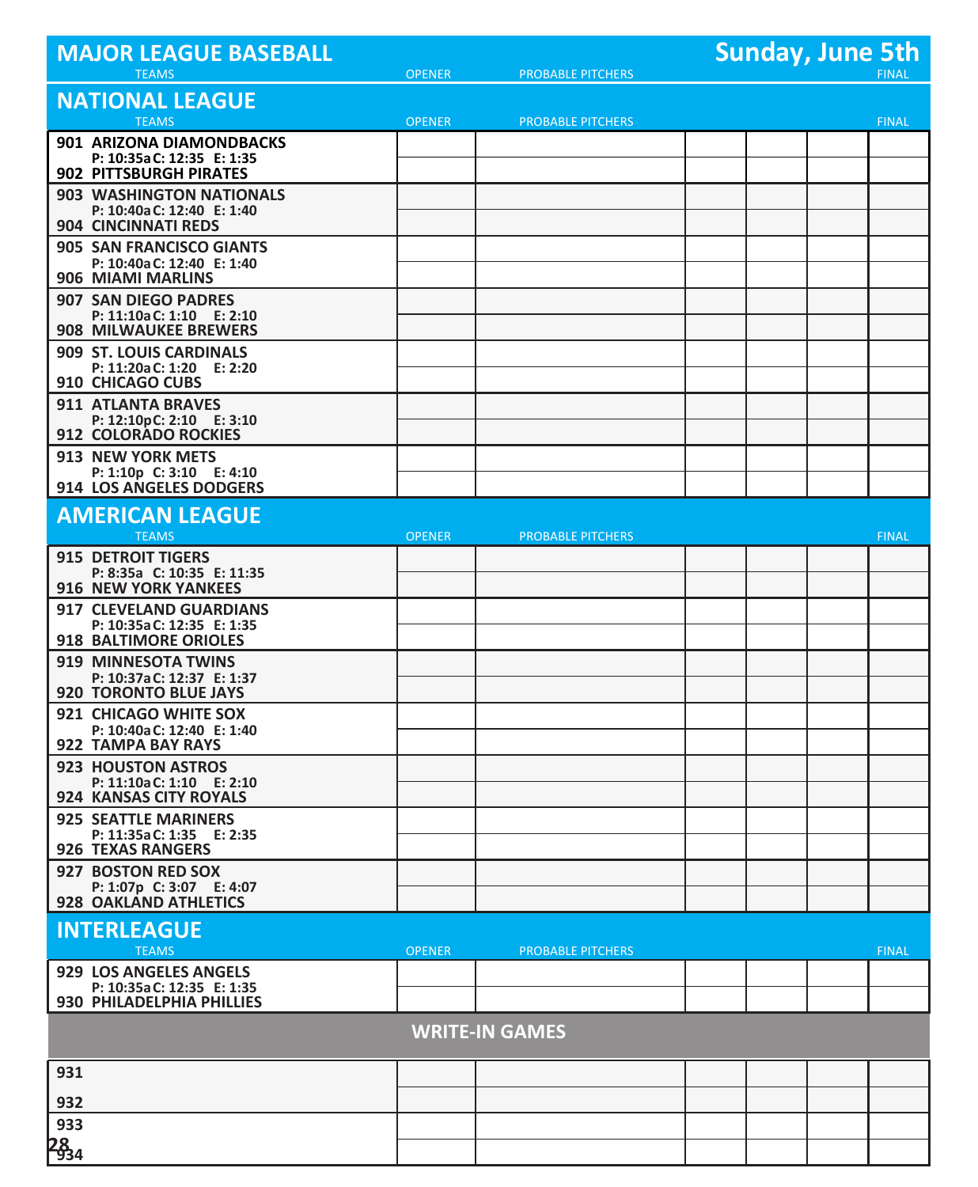# MAJOR LEAGUE BASEBALL

**Sunday, June 5th**

## NATIONAL LEAGUE

| TEAMS | OPENER | PROBABLE PITCHERS | | | | FINAL |
|---|---|---|---|---|---|---|
| 901 ARIZONA DIAMONDBACKS | | | | | | |
| P: 10:35a C: 12:35 E: 1:35 | | | | | | |
| 902 PITTSBURGH PIRATES | | | | | | |
| 903 WASHINGTON NATIONALS | | | | | | |
| P: 10:40a C: 12:40 E: 1:40 | | | | | | |
| 904 CINCINNATI REDS | | | | | | |
| 905 SAN FRANCISCO GIANTS | | | | | | |
| P: 10:40a C: 12:40 E: 1:40 | | | | | | |
| 906 MIAMI MARLINS | | | | | | |
| 907 SAN DIEGO PADRES | | | | | | |
| P: 11:10a C: 1:10 E: 2:10 | | | | | | |
| 908 MILWAUKEE BREWERS | | | | | | |
| 909 ST. LOUIS CARDINALS | | | | | | |
| P: 11:20a C: 1:20 E: 2:20 | | | | | | |
| 910 CHICAGO CUBS | | | | | | |
| 911 ATLANTA BRAVES | | | | | | |
| P: 12:10p C: 2:10 E: 3:10 | | | | | | |
| 912 COLORADO ROCKIES | | | | | | |
| 913 NEW YORK METS | | | | | | |
| P: 1:10p C: 3:10 E: 4:10 | | | | | | |
| 914 LOS ANGELES DODGERS | | | | | | |

## AMERICAN LEAGUE

| TEAMS | OPENER | PROBABLE PITCHERS | | | | FINAL |
|---|---|---|---|---|---|---|
| 915 DETROIT TIGERS | | | | | | |
| P: 8:35a C: 10:35 E: 11:35 | | | | | | |
| 916 NEW YORK YANKEES | | | | | | |
| 917 CLEVELAND GUARDIANS | | | | | | |
| P: 10:35a C: 12:35 E: 1:35 | | | | | | |
| 918 BALTIMORE ORIOLES | | | | | | |
| 919 MINNESOTA TWINS | | | | | | |
| P: 10:37a C: 12:37 E: 1:37 | | | | | | |
| 920 TORONTO BLUE JAYS | | | | | | |
| 921 CHICAGO WHITE SOX | | | | | | |
| P: 10:40a C: 12:40 E: 1:40 | | | | | | |
| 922 TAMPA BAY RAYS | | | | | | |
| 923 HOUSTON ASTROS | | | | | | |
| P: 11:10a C: 1:10 E: 2:10 | | | | | | |
| 924 KANSAS CITY ROYALS | | | | | | |
| 925 SEATTLE MARINERS | | | | | | |
| P: 11:35a C: 1:35 E: 2:35 | | | | | | |
| 926 TEXAS RANGERS | | | | | | |
| 927 BOSTON RED SOX | | | | | | |
| P: 1:07p C: 3:07 E: 4:07 | | | | | | |
| 928 OAKLAND ATHLETICS | | | | | | |

## INTERLEAGUE

| TEAMS | OPENER | PROBABLE PITCHERS | | | | FINAL |
|---|---|---|---|---|---|---|
| 929 LOS ANGELES ANGELS | | | | | | |
| P: 10:35a C: 12:35 E: 1:35 | | | | | | |
| 930 PHILADELPHIA PHILLIES | | | | | | |

## WRITE-IN GAMES

| | | | | | | |
|---|---|---|---|---|---|---|
| 931 | | | | | | |
| 932 | | | | | | |
| 933 | | | | | | |
| 934 | | | | | | |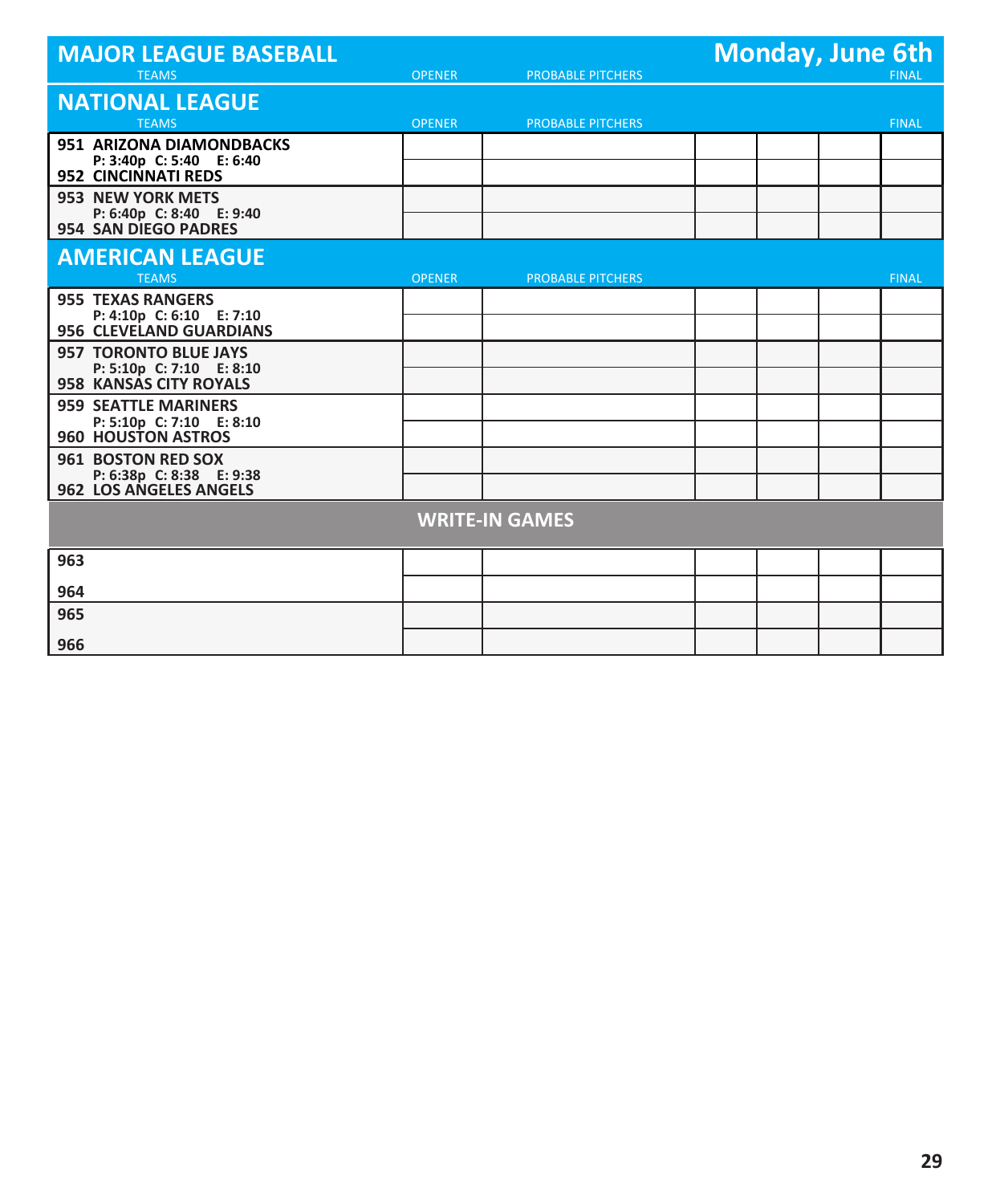# MAJOR LEAGUE BASEBALL

## Monday, June 6th

## NATIONAL LEAGUE

| TEAMS | OPENER | PROBABLE PITCHERS | | | | FINAL |
|---|---|---|---|---|---|---|
| **951 ARIZONA DIAMONDBACKS** | | | | | | |
| P: 3:40p C: 5:40 E: 6:40 | | | | | | |
| **952 CINCINNATI REDS** | | | | | | |
| **953 NEW YORK METS** | | | | | | |
| P: 6:40p C: 8:40 E: 9:40 | | | | | | |
| **954 SAN DIEGO PADRES** | | | | | | |

## AMERICAN LEAGUE

| TEAMS | OPENER | PROBABLE PITCHERS | | | | FINAL |
|---|---|---|---|---|---|---|
| **955 TEXAS RANGERS** | | | | | | |
| P: 4:10p C: 6:10 E: 7:10 | | | | | | |
| **956 CLEVELAND GUARDIANS** | | | | | | |
| **957 TORONTO BLUE JAYS** | | | | | | |
| P: 5:10p C: 7:10 E: 8:10 | | | | | | |
| **958 KANSAS CITY ROYALS** | | | | | | |
| **959 SEATTLE MARINERS** | | | | | | |
| P: 5:10p C: 7:10 E: 8:10 | | | | | | |
| **960 HOUSTON ASTROS** | | | | | | |
| **961 BOSTON RED SOX** | | | | | | |
| P: 6:38p C: 8:38 E: 9:38 | | | | | | |
| **962 LOS ANGELES ANGELS** | | | | | | |

## WRITE-IN GAMES

| | | | | | | |
|---|---|---|---|---|---|---|
| 963 | | | | | | |
| 964 | | | | | | |
| 965 | | | | | | |
| 966 | | | | | | |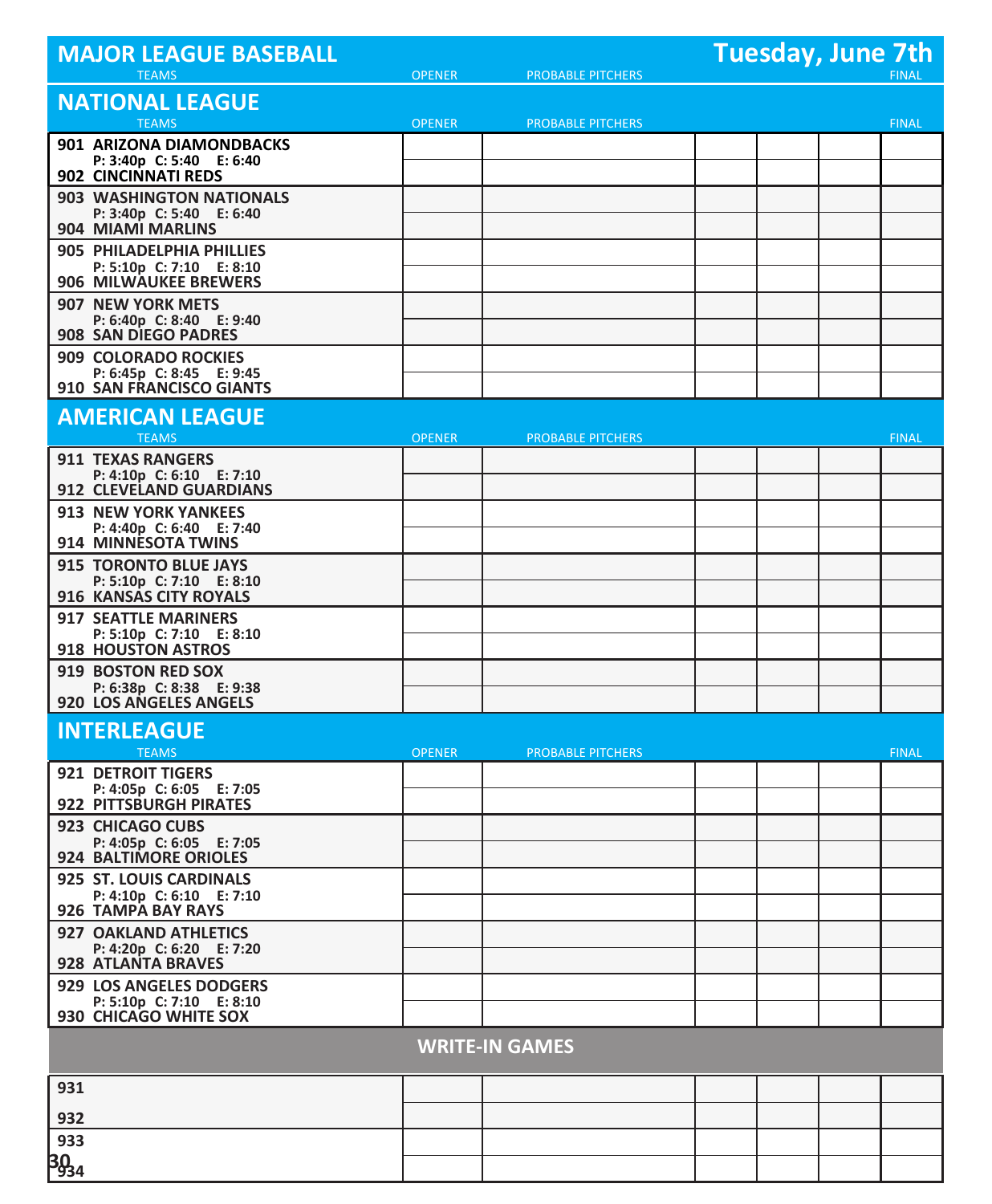# MAJOR LEAGUE BASEBALL

**Tuesday, June 7th**

## NATIONAL LEAGUE

| TEAMS | OPENER | PROBABLE PITCHERS | | | | FINAL |
|---|---|---|---|---|---|---|
| **901 ARIZONA DIAMONDBACKS** | | | | | | |
| P: 3:40p C: 5:40 E: 6:40 **902 CINCINNATI REDS** | | | | | | |
| **903 WASHINGTON NATIONALS** | | | | | | |
| P: 3:40p C: 5:40 E: 6:40 **904 MIAMI MARLINS** | | | | | | |
| **905 PHILADELPHIA PHILLIES** | | | | | | |
| P: 5:10p C: 7:10 E: 8:10 **906 MILWAUKEE BREWERS** | | | | | | |
| **907 NEW YORK METS** | | | | | | |
| P: 6:40p C: 8:40 E: 9:40 **908 SAN DIEGO PADRES** | | | | | | |
| **909 COLORADO ROCKIES** | | | | | | |
| P: 6:45p C: 8:45 E: 9:45 **910 SAN FRANCISCO GIANTS** | | | | | | |

## AMERICAN LEAGUE

| TEAMS | OPENER | PROBABLE PITCHERS | | | | FINAL |
|---|---|---|---|---|---|---|
| **911 TEXAS RANGERS** | | | | | | |
| P: 4:10p C: 6:10 E: 7:10 **912 CLEVELAND GUARDIANS** | | | | | | |
| **913 NEW YORK YANKEES** | | | | | | |
| P: 4:40p C: 6:40 E: 7:40 **914 MINNESOTA TWINS** | | | | | | |
| **915 TORONTO BLUE JAYS** | | | | | | |
| P: 5:10p C: 7:10 E: 8:10 **916 KANSAS CITY ROYALS** | | | | | | |
| **917 SEATTLE MARINERS** | | | | | | |
| P: 5:10p C: 7:10 E: 8:10 **918 HOUSTON ASTROS** | | | | | | |
| **919 BOSTON RED SOX** | | | | | | |
| P: 6:38p C: 8:38 E: 9:38 **920 LOS ANGELES ANGELS** | | | | | | |

## INTERLEAGUE

| TEAMS | OPENER | PROBABLE PITCHERS | | | | FINAL |
|---|---|---|---|---|---|---|
| **921 DETROIT TIGERS** | | | | | | |
| P: 4:05p C: 6:05 E: 7:05 **922 PITTSBURGH PIRATES** | | | | | | |
| **923 CHICAGO CUBS** | | | | | | |
| P: 4:05p C: 6:05 E: 7:05 **924 BALTIMORE ORIOLES** | | | | | | |
| **925 ST. LOUIS CARDINALS** | | | | | | |
| P: 4:10p C: 6:10 E: 7:10 **926 TAMPA BAY RAYS** | | | | | | |
| **927 OAKLAND ATHLETICS** | | | | | | |
| P: 4:20p C: 6:20 E: 7:20 **928 ATLANTA BRAVES** | | | | | | |
| **929 LOS ANGELES DODGERS** | | | | | | |
| P: 5:10p C: 7:10 E: 8:10 **930 CHICAGO WHITE SOX** | | | | | | |

## WRITE-IN GAMES

| | | | | | | |
|---|---|---|---|---|---|---|
| **931** | | | | | | |
| **932** | | | | | | |
| **933** | | | | | | |
| **934** | | | | | | |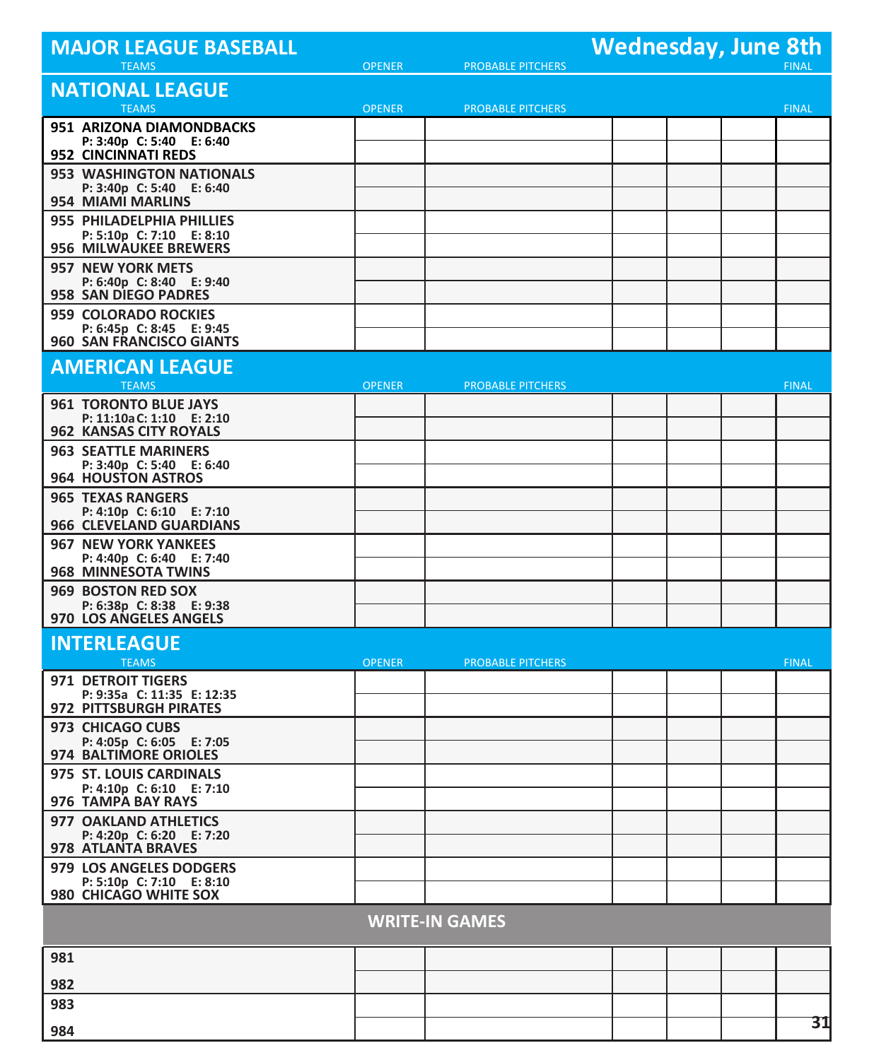# MAJOR LEAGUE BASEBALL

**Wednesday, June 8th**

## NATIONAL LEAGUE

| TEAMS | OPENER | PROBABLE PITCHERS | | | | FINAL |
|---|---|---|---|---|---|---|
| 951 ARIZONA DIAMONDBACKS | | | | | | |
| P: 3:40p C: 5:40 E: 6:40 | | | | | | |
| 952 CINCINNATI REDS | | | | | | |
| 953 WASHINGTON NATIONALS | | | | | | |
| P: 3:40p C: 5:40 E: 6:40 | | | | | | |
| 954 MIAMI MARLINS | | | | | | |
| 955 PHILADELPHIA PHILLIES | | | | | | |
| P: 5:10p C: 7:10 E: 8:10 | | | | | | |
| 956 MILWAUKEE BREWERS | | | | | | |
| 957 NEW YORK METS | | | | | | |
| P: 6:40p C: 8:40 E: 9:40 | | | | | | |
| 958 SAN DIEGO PADRES | | | | | | |
| 959 COLORADO ROCKIES | | | | | | |
| P: 6:45p C: 8:45 E: 9:45 | | | | | | |
| 960 SAN FRANCISCO GIANTS | | | | | | |

## AMERICAN LEAGUE

| TEAMS | OPENER | PROBABLE PITCHERS | | | | FINAL |
|---|---|---|---|---|---|---|
| 961 TORONTO BLUE JAYS | | | | | | |
| P: 11:10a C: 1:10 E: 2:10 | | | | | | |
| 962 KANSAS CITY ROYALS | | | | | | |
| 963 SEATTLE MARINERS | | | | | | |
| P: 3:40p C: 5:40 E: 6:40 | | | | | | |
| 964 HOUSTON ASTROS | | | | | | |
| 965 TEXAS RANGERS | | | | | | |
| P: 4:10p C: 6:10 E: 7:10 | | | | | | |
| 966 CLEVELAND GUARDIANS | | | | | | |
| 967 NEW YORK YANKEES | | | | | | |
| P: 4:40p C: 6:40 E: 7:40 | | | | | | |
| 968 MINNESOTA TWINS | | | | | | |
| 969 BOSTON RED SOX | | | | | | |
| P: 6:38p C: 8:38 E: 9:38 | | | | | | |
| 970 LOS ANGELES ANGELS | | | | | | |

## INTERLEAGUE

| TEAMS | OPENER | PROBABLE PITCHERS | | | | FINAL |
|---|---|---|---|---|---|---|
| 971 DETROIT TIGERS | | | | | | |
| P: 9:35a C: 11:35 E: 12:35 | | | | | | |
| 972 PITTSBURGH PIRATES | | | | | | |
| 973 CHICAGO CUBS | | | | | | |
| P: 4:05p C: 6:05 E: 7:05 | | | | | | |
| 974 BALTIMORE ORIOLES | | | | | | |
| 975 ST. LOUIS CARDINALS | | | | | | |
| P: 4:10p C: 6:10 E: 7:10 | | | | | | |
| 976 TAMPA BAY RAYS | | | | | | |
| 977 OAKLAND ATHLETICS | | | | | | |
| P: 4:20p C: 6:20 E: 7:20 | | | | | | |
| 978 ATLANTA BRAVES | | | | | | |
| 979 LOS ANGELES DODGERS | | | | | | |
| P: 5:10p C: 7:10 E: 8:10 | | | | | | |
| 980 CHICAGO WHITE SOX | | | | | | |

## WRITE-IN GAMES

| | | | | | | |
|---|---|---|---|---|---|---|
| 981 | | | | | | |
| 982 | | | | | | |
| 983 | | | | | | |
| 984 | | | | | | |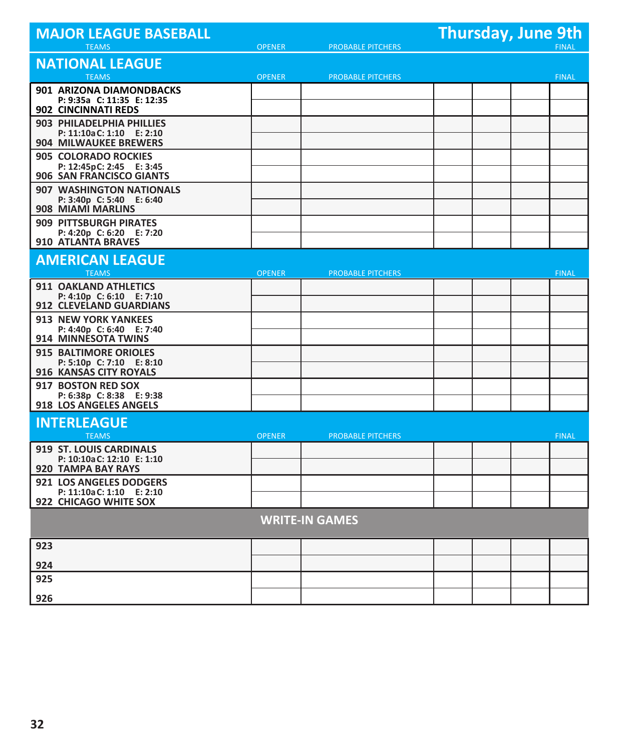# MAJOR LEAGUE BASEBALL

**Thursday, June 9th**

## NATIONAL LEAGUE

| TEAMS | OPENER | PROBABLE PITCHERS | | | | FINAL |
|---|---|---|---|---|---|---|
| 901 ARIZONA DIAMONDBACKS | | | | | | |
| P: 9:35a C: 11:35 E: 12:35 | | | | | | |
| 902 CINCINNATI REDS | | | | | | |
| 903 PHILADELPHIA PHILLIES | | | | | | |
| P: 11:10a C: 1:10 E: 2:10 | | | | | | |
| 904 MILWAUKEE BREWERS | | | | | | |
| 905 COLORADO ROCKIES | | | | | | |
| P: 12:45p C: 2:45 E: 3:45 | | | | | | |
| 906 SAN FRANCISCO GIANTS | | | | | | |
| 907 WASHINGTON NATIONALS | | | | | | |
| P: 3:40p C: 5:40 E: 6:40 | | | | | | |
| 908 MIAMI MARLINS | | | | | | |
| 909 PITTSBURGH PIRATES | | | | | | |
| P: 4:20p C: 6:20 E: 7:20 | | | | | | |
| 910 ATLANTA BRAVES | | | | | | |

## AMERICAN LEAGUE

| TEAMS | OPENER | PROBABLE PITCHERS | | | | FINAL |
|---|---|---|---|---|---|---|
| 911 OAKLAND ATHLETICS | | | | | | |
| P: 4:10p C: 6:10 E: 7:10 | | | | | | |
| 912 CLEVELAND GUARDIANS | | | | | | |
| 913 NEW YORK YANKEES | | | | | | |
| P: 4:40p C: 6:40 E: 7:40 | | | | | | |
| 914 MINNESOTA TWINS | | | | | | |
| 915 BALTIMORE ORIOLES | | | | | | |
| P: 5:10p C: 7:10 E: 8:10 | | | | | | |
| 916 KANSAS CITY ROYALS | | | | | | |
| 917 BOSTON RED SOX | | | | | | |
| P: 6:38p C: 8:38 E: 9:38 | | | | | | |
| 918 LOS ANGELES ANGELS | | | | | | |

## INTERLEAGUE

| TEAMS | OPENER | PROBABLE PITCHERS | | | | FINAL |
|---|---|---|---|---|---|---|
| 919 ST. LOUIS CARDINALS | | | | | | |
| P: 10:10a C: 12:10 E: 1:10 | | | | | | |
| 920 TAMPA BAY RAYS | | | | | | |
| 921 LOS ANGELES DODGERS | | | | | | |
| P: 11:10a C: 1:10 E: 2:10 | | | | | | |
| 922 CHICAGO WHITE SOX | | | | | | |

## WRITE-IN GAMES

| | | | | | | |
|---|---|---|---|---|---|---|
| 923 | | | | | | |
| 924 | | | | | | |
| 925 | | | | | | |
| 926 | | | | | | |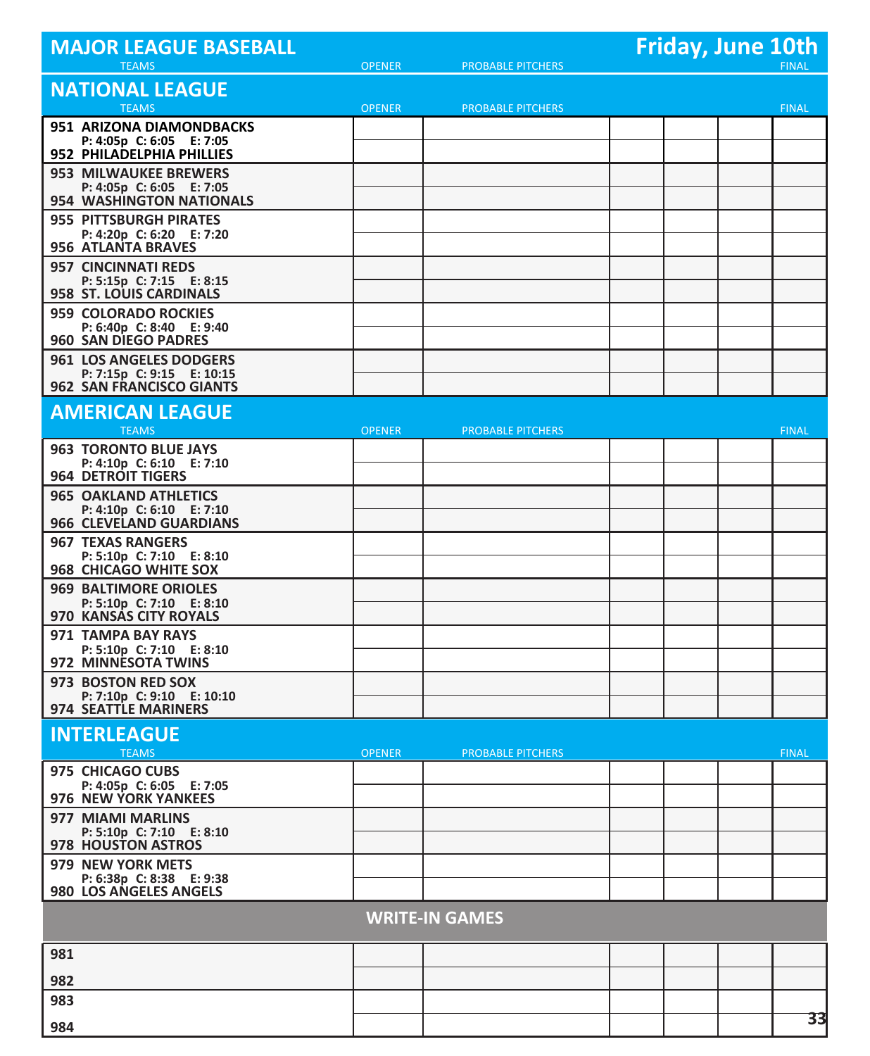# MAJOR LEAGUE BASEBALL

**Friday, June 10th**

## NATIONAL LEAGUE

| TEAMS | OPENER | PROBABLE PITCHERS | | | | FINAL |
|---|---|---|---|---|---|---|
| **951 ARIZONA DIAMONDBACKS** | | | | | | |
| P: 4:05p C: 6:05 E: 7:05 | | | | | | |
| **952 PHILADELPHIA PHILLIES** | | | | | | |
| **953 MILWAUKEE BREWERS** | | | | | | |
| P: 4:05p C: 6:05 E: 7:05 | | | | | | |
| **954 WASHINGTON NATIONALS** | | | | | | |
| **955 PITTSBURGH PIRATES** | | | | | | |
| P: 4:20p C: 6:20 E: 7:20 | | | | | | |
| **956 ATLANTA BRAVES** | | | | | | |
| **957 CINCINNATI REDS** | | | | | | |
| P: 5:15p C: 7:15 E: 8:15 | | | | | | |
| **958 ST. LOUIS CARDINALS** | | | | | | |
| **959 COLORADO ROCKIES** | | | | | | |
| P: 6:40p C: 8:40 E: 9:40 | | | | | | |
| **960 SAN DIEGO PADRES** | | | | | | |
| **961 LOS ANGELES DODGERS** | | | | | | |
| P: 7:15p C: 9:15 E: 10:15 | | | | | | |
| **962 SAN FRANCISCO GIANTS** | | | | | | |

## AMERICAN LEAGUE

| TEAMS | OPENER | PROBABLE PITCHERS | | | | FINAL |
|---|---|---|---|---|---|---|
| **963 TORONTO BLUE JAYS** | | | | | | |
| P: 4:10p C: 6:10 E: 7:10 | | | | | | |
| **964 DETROIT TIGERS** | | | | | | |
| **965 OAKLAND ATHLETICS** | | | | | | |
| P: 4:10p C: 6:10 E: 7:10 | | | | | | |
| **966 CLEVELAND GUARDIANS** | | | | | | |
| **967 TEXAS RANGERS** | | | | | | |
| P: 5:10p C: 7:10 E: 8:10 | | | | | | |
| **968 CHICAGO WHITE SOX** | | | | | | |
| **969 BALTIMORE ORIOLES** | | | | | | |
| P: 5:10p C: 7:10 E: 8:10 | | | | | | |
| **970 KANSAS CITY ROYALS** | | | | | | |
| **971 TAMPA BAY RAYS** | | | | | | |
| P: 5:10p C: 7:10 E: 8:10 | | | | | | |
| **972 MINNESOTA TWINS** | | | | | | |
| **973 BOSTON RED SOX** | | | | | | |
| P: 7:10p C: 9:10 E: 10:10 | | | | | | |
| **974 SEATTLE MARINERS** | | | | | | |

## INTERLEAGUE

| TEAMS | OPENER | PROBABLE PITCHERS | | | | FINAL |
|---|---|---|---|---|---|---|
| **975 CHICAGO CUBS** | | | | | | |
| P: 4:05p C: 6:05 E: 7:05 | | | | | | |
| **976 NEW YORK YANKEES** | | | | | | |
| **977 MIAMI MARLINS** | | | | | | |
| P: 5:10p C: 7:10 E: 8:10 | | | | | | |
| **978 HOUSTON ASTROS** | | | | | | |
| **979 NEW YORK METS** | | | | | | |
| P: 6:38p C: 8:38 E: 9:38 | | | | | | |
| **980 LOS ANGELES ANGELS** | | | | | | |

## WRITE-IN GAMES

| | | | | | | |
|---|---|---|---|---|---|---|
| 981 | | | | | | |
| 982 | | | | | | |
| 983 | | | | | | |
| 984 | | | | | | |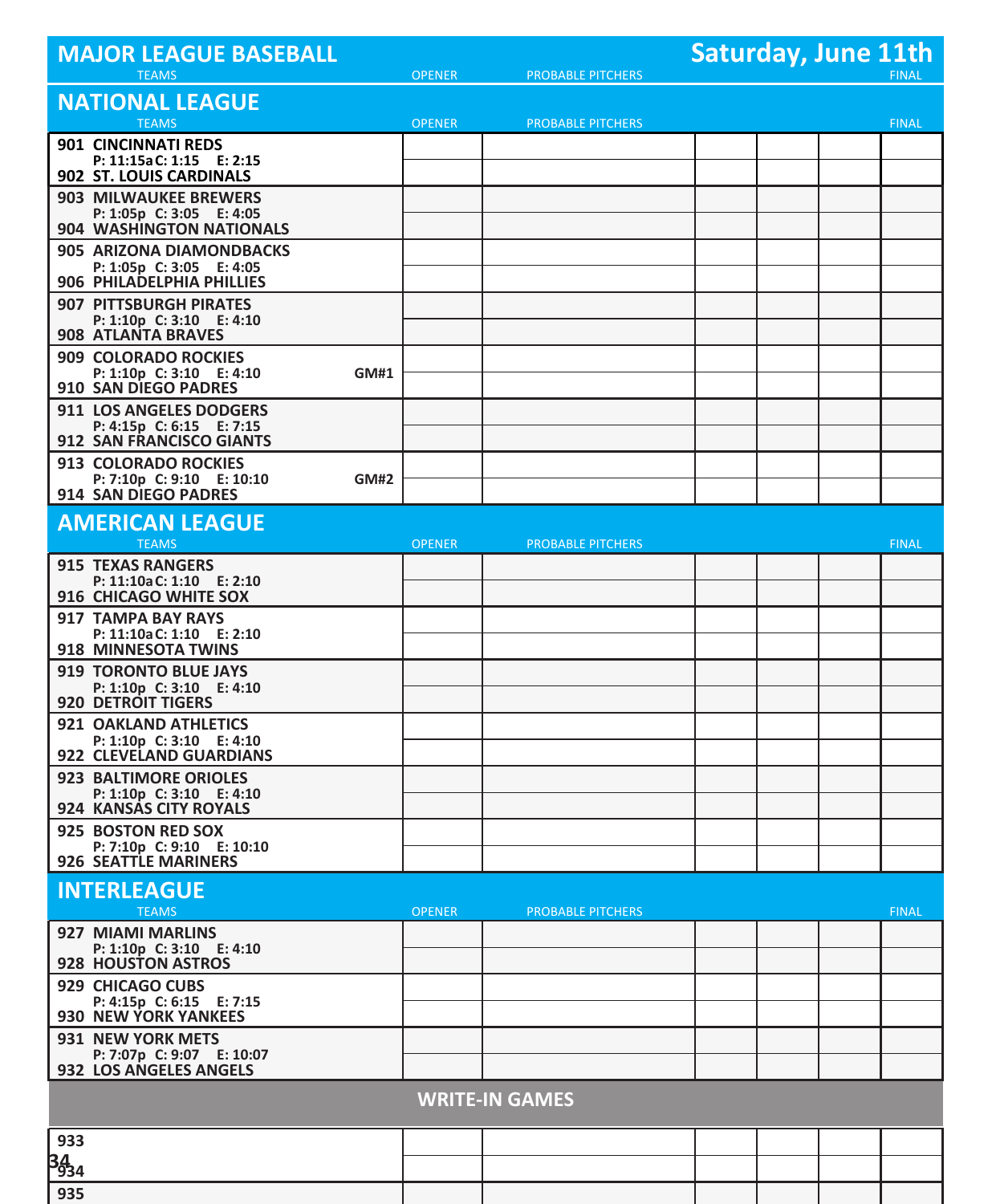# MAJOR LEAGUE BASEBALL

**Saturday, June 11th**

## NATIONAL LEAGUE

| TEAMS | OPENER | PROBABLE PITCHERS | | | | FINAL |
|---|---|---|---|---|---|---|
| 901 CINCINNATI REDS<br>P: 11:15a C: 1:15 E: 2:15<br>902 ST. LOUIS CARDINALS | | | | | | |
| 903 MILWAUKEE BREWERS<br>P: 1:05p C: 3:05 E: 4:05<br>904 WASHINGTON NATIONALS | | | | | | |
| 905 ARIZONA DIAMONDBACKS<br>P: 1:05p C: 3:05 E: 4:05<br>906 PHILADELPHIA PHILLIES | | | | | | |
| 907 PITTSBURGH PIRATES<br>P: 1:10p C: 3:10 E: 4:10<br>908 ATLANTA BRAVES | | | | | | |
| 909 COLORADO ROCKIES<br>P: 1:10p C: 3:10 E: 4:10 GM#1<br>910 SAN DIEGO PADRES | | | | | | |
| 911 LOS ANGELES DODGERS<br>P: 4:15p C: 6:15 E: 7:15<br>912 SAN FRANCISCO GIANTS | | | | | | |
| 913 COLORADO ROCKIES<br>P: 7:10p C: 9:10 E: 10:10 GM#2<br>914 SAN DIEGO PADRES | | | | | | |

## AMERICAN LEAGUE

| TEAMS | OPENER | PROBABLE PITCHERS | | | | FINAL |
|---|---|---|---|---|---|---|
| 915 TEXAS RANGERS<br>P: 11:10a C: 1:10 E: 2:10<br>916 CHICAGO WHITE SOX | | | | | | |
| 917 TAMPA BAY RAYS<br>P: 11:10a C: 1:10 E: 2:10<br>918 MINNESOTA TWINS | | | | | | |
| 919 TORONTO BLUE JAYS<br>P: 1:10p C: 3:10 E: 4:10<br>920 DETROIT TIGERS | | | | | | |
| 921 OAKLAND ATHLETICS<br>P: 1:10p C: 3:10 E: 4:10<br>922 CLEVELAND GUARDIANS | | | | | | |
| 923 BALTIMORE ORIOLES<br>P: 1:10p C: 3:10 E: 4:10<br>924 KANSAS CITY ROYALS | | | | | | |
| 925 BOSTON RED SOX<br>P: 7:10p C: 9:10 E: 10:10<br>926 SEATTLE MARINERS | | | | | | |

## INTERLEAGUE

| TEAMS | OPENER | PROBABLE PITCHERS | | | | FINAL |
|---|---|---|---|---|---|---|
| 927 MIAMI MARLINS<br>P: 1:10p C: 3:10 E: 4:10<br>928 HOUSTON ASTROS | | | | | | |
| 929 CHICAGO CUBS<br>P: 4:15p C: 6:15 E: 7:15<br>930 NEW YORK YANKEES | | | | | | |
| 931 NEW YORK METS<br>P: 7:07p C: 9:07 E: 10:07<br>932 LOS ANGELES ANGELS | | | | | | |

## WRITE-IN GAMES

| | | | | | | |
|---|---|---|---|---|---|---|
| 933<br>934 | | | | | | |
| 935 | | | | | | |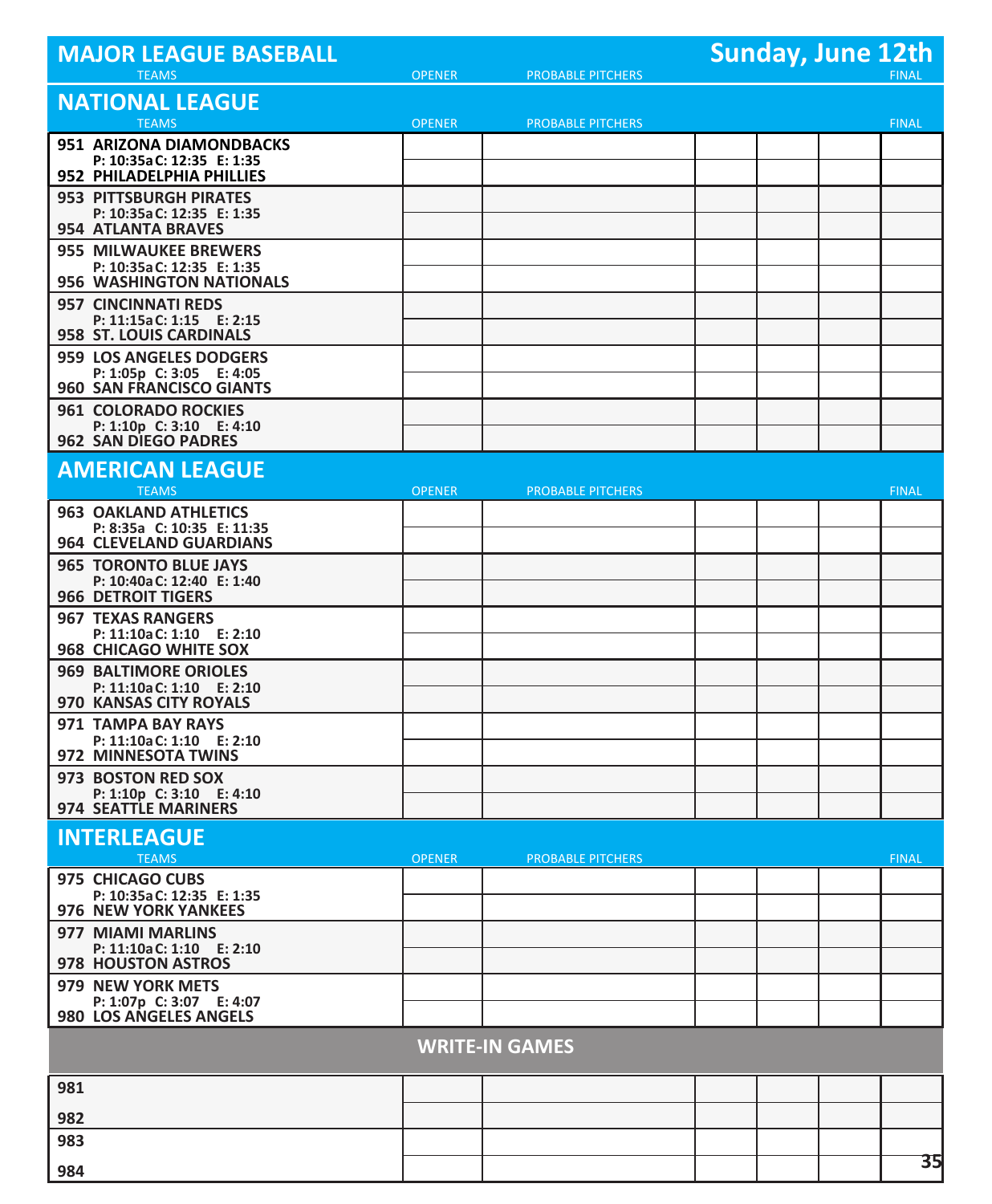# MAJOR LEAGUE BASEBALL

**Sunday, June 12th**

## NATIONAL LEAGUE

| TEAMS | OPENER | PROBABLE PITCHERS | | | | FINAL |
|---|---|---|---|---|---|---|
| 951 ARIZONA DIAMONDBACKS | | | | | | |
| P: 10:35a C: 12:35 E: 1:35 | | | | | | |
| 952 PHILADELPHIA PHILLIES | | | | | | |
| 953 PITTSBURGH PIRATES | | | | | | |
| P: 10:35a C: 12:35 E: 1:35 | | | | | | |
| 954 ATLANTA BRAVES | | | | | | |
| 955 MILWAUKEE BREWERS | | | | | | |
| P: 10:35a C: 12:35 E: 1:35 | | | | | | |
| 956 WASHINGTON NATIONALS | | | | | | |
| 957 CINCINNATI REDS | | | | | | |
| P: 11:15a C: 1:15 E: 2:15 | | | | | | |
| 958 ST. LOUIS CARDINALS | | | | | | |
| 959 LOS ANGELES DODGERS | | | | | | |
| P: 1:05p C: 3:05 E: 4:05 | | | | | | |
| 960 SAN FRANCISCO GIANTS | | | | | | |
| 961 COLORADO ROCKIES | | | | | | |
| P: 1:10p C: 3:10 E: 4:10 | | | | | | |
| 962 SAN DIEGO PADRES | | | | | | |

## AMERICAN LEAGUE

| TEAMS | OPENER | PROBABLE PITCHERS | | | | FINAL |
|---|---|---|---|---|---|---|
| 963 OAKLAND ATHLETICS | | | | | | |
| P: 8:35a C: 10:35 E: 11:35 | | | | | | |
| 964 CLEVELAND GUARDIANS | | | | | | |
| 965 TORONTO BLUE JAYS | | | | | | |
| P: 10:40a C: 12:40 E: 1:40 | | | | | | |
| 966 DETROIT TIGERS | | | | | | |
| 967 TEXAS RANGERS | | | | | | |
| P: 11:10a C: 1:10 E: 2:10 | | | | | | |
| 968 CHICAGO WHITE SOX | | | | | | |
| 969 BALTIMORE ORIOLES | | | | | | |
| P: 11:10a C: 1:10 E: 2:10 | | | | | | |
| 970 KANSAS CITY ROYALS | | | | | | |
| 971 TAMPA BAY RAYS | | | | | | |
| P: 11:10a C: 1:10 E: 2:10 | | | | | | |
| 972 MINNESOTA TWINS | | | | | | |
| 973 BOSTON RED SOX | | | | | | |
| P: 1:10p C: 3:10 E: 4:10 | | | | | | |
| 974 SEATTLE MARINERS | | | | | | |

## INTERLEAGUE

| TEAMS | OPENER | PROBABLE PITCHERS | | | | FINAL |
|---|---|---|---|---|---|---|
| 975 CHICAGO CUBS | | | | | | |
| P: 10:35a C: 12:35 E: 1:35 | | | | | | |
| 976 NEW YORK YANKEES | | | | | | |
| 977 MIAMI MARLINS | | | | | | |
| P: 11:10a C: 1:10 E: 2:10 | | | | | | |
| 978 HOUSTON ASTROS | | | | | | |
| 979 NEW YORK METS | | | | | | |
| P: 1:07p C: 3:07 E: 4:07 | | | | | | |
| 980 LOS ANGELES ANGELS | | | | | | |

## WRITE-IN GAMES

| | | | | | | |
|---|---|---|---|---|---|---|
| 981 | | | | | | |
| 982 | | | | | | |
| 983 | | | | | | |
| 984 | | | | | | |